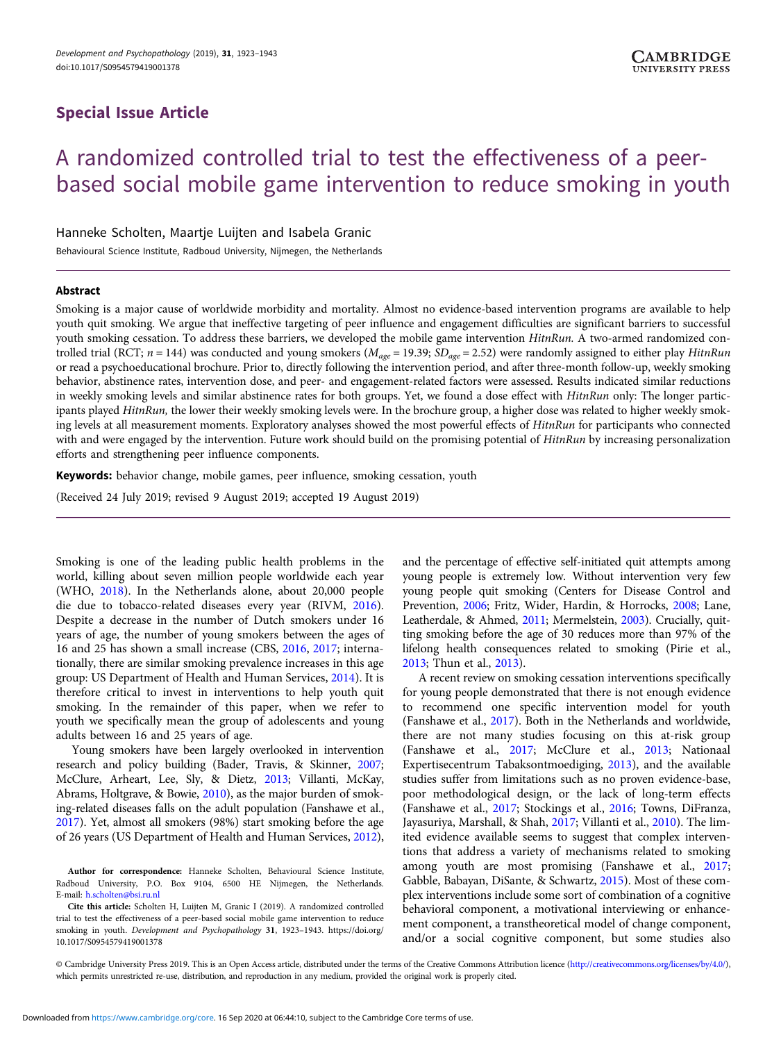**Special Issue Article**

# A randomized controlled trial to test the effectiveness of a peer-based social mobile game intervention to reduce smoking in youth

Hanneke Scholten, Maartje Luijten and Isabela Granic

Behavioural Science Institute, Radboud University, Nijmegen, the Netherlands

## Abstract

Smoking is a major cause of worldwide morbidity and mortality. Almost no evidence-based intervention programs are available to help youth quit smoking. We argue that ineffective targeting of peer influence and engagement difficulties are significant barriers to successful youth smoking cessation. To address these barriers, we developed the mobile game intervention *HitnRun*. A two-armed randomized controlled trial (RCT; $n = 144$) was conducted and young smokers ($M_{age} = 19.39$; $SD_{age} = 2.52$) were randomly assigned to either play *HitnRun* or read a psychoeducational brochure. Prior to, directly following the intervention period, and after three-month follow-up, weekly smoking behavior, abstinence rates, intervention dose, and peer- and engagement-related factors were assessed. Results indicated similar reductions in weekly smoking levels and similar abstinence rates for both groups. Yet, we found a dose effect with *HitnRun* only: The longer participants played *HitnRun*, the lower their weekly smoking levels were. In the brochure group, a higher dose was related to higher weekly smoking levels at all measurement moments. Exploratory analyses showed the most powerful effects of *HitnRun* for participants who connected with and were engaged by the intervention. Future work should build on the promising potential of *HitnRun* by increasing personalization efforts and strengthening peer influence components.

**Keywords:** behavior change, mobile games, peer influence, smoking cessation, youth

(Received 24 July 2019; revised 9 August 2019; accepted 19 August 2019)

Smoking is one of the leading public health problems in the world, killing about seven million people worldwide each year (WHO, 2018). In the Netherlands alone, about 20,000 people die due to tobacco-related diseases every year (RIVM, 2016). Despite a decrease in the number of Dutch smokers under 16 years of age, the number of young smokers between the ages of 16 and 25 has shown a small increase (CBS, 2016, 2017; internationally, there are similar smoking prevalence increases in this age group: US Department of Health and Human Services, 2014). It is therefore critical to invest in interventions to help youth quit smoking. In the remainder of this paper, when we refer to youth we specifically mean the group of adolescents and young adults between 16 and 25 years of age.

Young smokers have been largely overlooked in intervention research and policy building (Bader, Travis, & Skinner, 2007; McClure, Arheart, Lee, Sly, & Dietz, 2013; Villanti, McKay, Abrams, Holtgrave, & Bowie, 2010), as the major burden of smoking-related diseases falls on the adult population (Fanshawe et al., 2017). Yet, almost all smokers (98%) start smoking before the age of 26 years (US Department of Health and Human Services, 2012), and the percentage of effective self-initiated quit attempts among young people is extremely low. Without intervention very few young people quit smoking (Centers for Disease Control and Prevention, 2006; Fritz, Wider, Hardin, & Horrocks, 2008; Lane, Leatherdale, & Ahmed, 2011; Mermelstein, 2003). Crucially, quitting smoking before the age of 30 reduces more than 97% of the lifelong health consequences related to smoking (Pirie et al., 2013; Thun et al., 2013).

A recent review on smoking cessation interventions specifically for young people demonstrated that there is not enough evidence to recommend one specific intervention model for youth (Fanshawe et al., 2017). Both in the Netherlands and worldwide, there are not many studies focusing on this at-risk group (Fanshawe et al., 2017; McClure et al., 2013; Nationaal Expertisecentrum Tabaksontmoediging, 2013), and the available studies suffer from limitations such as no proven evidence-base, poor methodological design, or the lack of long-term effects (Fanshawe et al., 2017; Stockings et al., 2016; Towns, DiFranza, Jayasuriya, Marshall, & Shah, 2017; Villanti et al., 2010). The limited evidence available seems to suggest that complex interventions that address a variety of mechanisms related to smoking among youth are most promising (Fanshawe et al., 2017; Gabble, Babayan, DiSante, & Schwartz, 2015). Most of these complex interventions include some sort of combination of a cognitive behavioral component, a motivational interviewing or enhancement component, a transtheoretical model of change component, and/or a social cognitive component, but some studies also

**Author for correspondence:** Hanneke Scholten, Behavioural Science Institute, Radboud University, P.O. Box 9104, 6500 HE Nijmegen, the Netherlands. E-mail: h.scholten@bsi.ru.nl

**Cite this article:** Scholten H, Luijten M, Granic I (2019). A randomized controlled trial to test the effectiveness of a peer-based social mobile game intervention to reduce smoking in youth. *Development and Psychopathology* **31**, 1923–1943. https://doi.org/10.1017/S0954579419001378

© Cambridge University Press 2019. This is an Open Access article, distributed under the terms of the Creative Commons Attribution licence (http://creativecommons.org/licenses/by/4.0/), which permits unrestricted re-use, distribution, and reproduction in any medium, provided the original work is properly cited.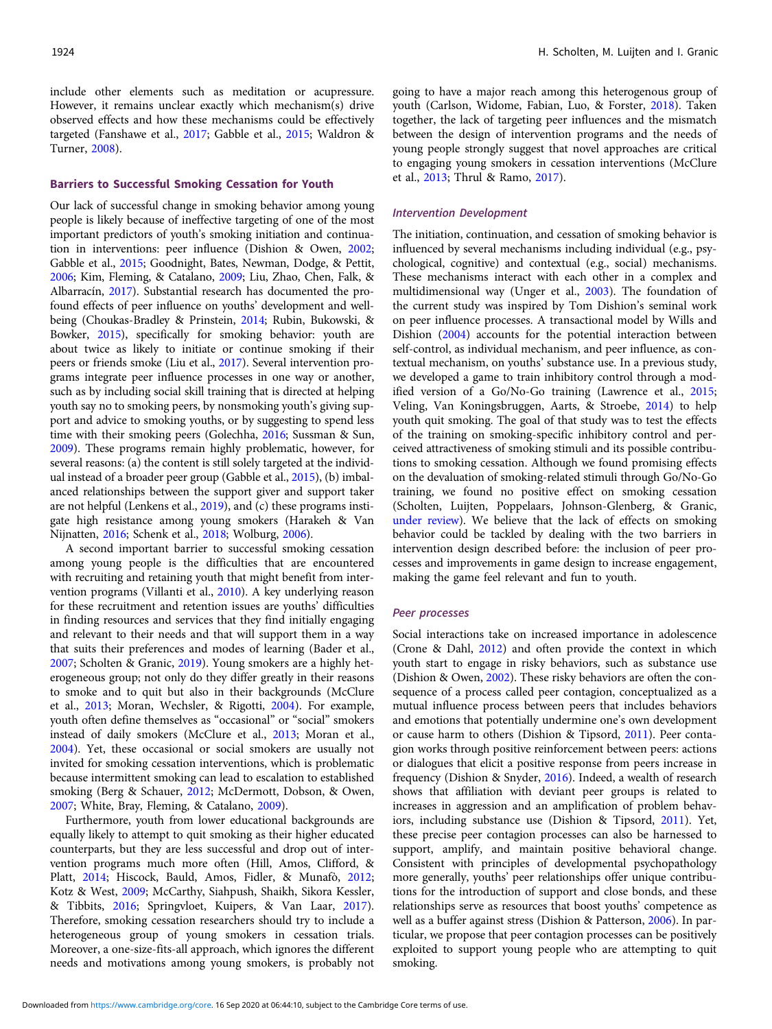include other elements such as meditation or acupressure. However, it remains unclear exactly which mechanism(s) drive observed effects and how these mechanisms could be effectively targeted (Fanshawe et al., 2017; Gabble et al., 2015; Waldron & Turner, 2008).

## Barriers to Successful Smoking Cessation for Youth

Our lack of successful change in smoking behavior among young people is likely because of ineffective targeting of one of the most important predictors of youth's smoking initiation and continuation in interventions: peer influence (Dishion & Owen, 2002; Gabble et al., 2015; Goodnight, Bates, Newman, Dodge, & Pettit, 2006; Kim, Fleming, & Catalano, 2009; Liu, Zhao, Chen, Falk, & Albarracín, 2017). Substantial research has documented the profound effects of peer influence on youths' development and well-being (Choukas-Bradley & Prinstein, 2014; Rubin, Bukowski, & Bowker, 2015), specifically for smoking behavior: youth are about twice as likely to initiate or continue smoking if their peers or friends smoke (Liu et al., 2017). Several intervention programs integrate peer influence processes in one way or another, such as by including social skill training that is directed at helping youth say no to smoking peers, by nonsmoking youth's giving support and advice to smoking youths, or by suggesting to spend less time with their smoking peers (Golechha, 2016; Sussman & Sun, 2009). These programs remain highly problematic, however, for several reasons: (a) the content is still solely targeted at the individual instead of a broader peer group (Gabble et al., 2015), (b) imbalanced relationships between the support giver and support taker are not helpful (Lenkens et al., 2019), and (c) these programs instigate high resistance among young smokers (Harakeh & Van Nijnatten, 2016; Schenk et al., 2018; Wolburg, 2006).

A second important barrier to successful smoking cessation among young people is the difficulties that are encountered with recruiting and retaining youth that might benefit from intervention programs (Villanti et al., 2010). A key underlying reason for these recruitment and retention issues are youths' difficulties in finding resources and services that they find initially engaging and relevant to their needs and that will support them in a way that suits their preferences and modes of learning (Bader et al., 2007; Scholten & Granic, 2019). Young smokers are a highly heterogeneous group; not only do they differ greatly in their reasons to smoke and to quit but also in their backgrounds (McClure et al., 2013; Moran, Wechsler, & Rigotti, 2004). For example, youth often define themselves as "occasional" or "social" smokers instead of daily smokers (McClure et al., 2013; Moran et al., 2004). Yet, these occasional or social smokers are usually not invited for smoking cessation interventions, which is problematic because intermittent smoking can lead to escalation to established smoking (Berg & Schauer, 2012; McDermott, Dobson, & Owen, 2007; White, Bray, Fleming, & Catalano, 2009).

Furthermore, youth from lower educational backgrounds are equally likely to attempt to quit smoking as their higher educated counterparts, but they are less successful and drop out of intervention programs much more often (Hill, Amos, Clifford, & Platt, 2014; Hiscock, Bauld, Amos, Fidler, & Munafò, 2012; Kotz & West, 2009; McCarthy, Siahpush, Shaikh, Sikora Kessler, & Tibbits, 2016; Springvloet, Kuipers, & Van Laar, 2017). Therefore, smoking cessation researchers should try to include a heterogeneous group of young smokers in cessation trials. Moreover, a one-size-fits-all approach, which ignores the different needs and motivations among young smokers, is probably not going to have a major reach among this heterogenous group of youth (Carlson, Widome, Fabian, Luo, & Forster, 2018). Taken together, the lack of targeting peer influences and the mismatch between the design of intervention programs and the needs of young people strongly suggest that novel approaches are critical to engaging young smokers in cessation interventions (McClure et al., 2013; Thrul & Ramo, 2017).

### *Intervention Development*

The initiation, continuation, and cessation of smoking behavior is influenced by several mechanisms including individual (e.g., psychological, cognitive) and contextual (e.g., social) mechanisms. These mechanisms interact with each other in a complex and multidimensional way (Unger et al., 2003). The foundation of the current study was inspired by Tom Dishion's seminal work on peer influence processes. A transactional model by Wills and Dishion (2004) accounts for the potential interaction between self-control, as individual mechanism, and peer influence, as contextual mechanism, on youths' substance use. In a previous study, we developed a game to train inhibitory control through a modified version of a Go/No-Go training (Lawrence et al., 2015; Veling, Van Koningsbruggen, Aarts, & Stroebe, 2014) to help youth quit smoking. The goal of that study was to test the effects of the training on smoking-specific inhibitory control and perceived attractiveness of smoking stimuli and its possible contributions to smoking cessation. Although we found promising effects on the devaluation of smoking-related stimuli through Go/No-Go training, we found no positive effect on smoking cessation (Scholten, Luijten, Poppelaars, Johnson-Glenberg, & Granic, under review). We believe that the lack of effects on smoking behavior could be tackled by dealing with the two barriers in intervention design described before: the inclusion of peer processes and improvements in game design to increase engagement, making the game feel relevant and fun to youth.

### *Peer processes*

Social interactions take on increased importance in adolescence (Crone & Dahl, 2012) and often provide the context in which youth start to engage in risky behaviors, such as substance use (Dishion & Owen, 2002). These risky behaviors are often the consequence of a process called peer contagion, conceptualized as a mutual influence process between peers that includes behaviors and emotions that potentially undermine one's own development or cause harm to others (Dishion & Tipsord, 2011). Peer contagion works through positive reinforcement between peers: actions or dialogues that elicit a positive response from peers increase in frequency (Dishion & Snyder, 2016). Indeed, a wealth of research shows that affiliation with deviant peer groups is related to increases in aggression and an amplification of problem behaviors, including substance use (Dishion & Tipsord, 2011). Yet, these precise peer contagion processes can also be harnessed to support, amplify, and maintain positive behavioral change. Consistent with principles of developmental psychopathology more generally, youths' peer relationships offer unique contributions for the introduction of support and close bonds, and these relationships serve as resources that boost youths' competence as well as a buffer against stress (Dishion & Patterson, 2006). In particular, we propose that peer contagion processes can be positively exploited to support young people who are attempting to quit smoking.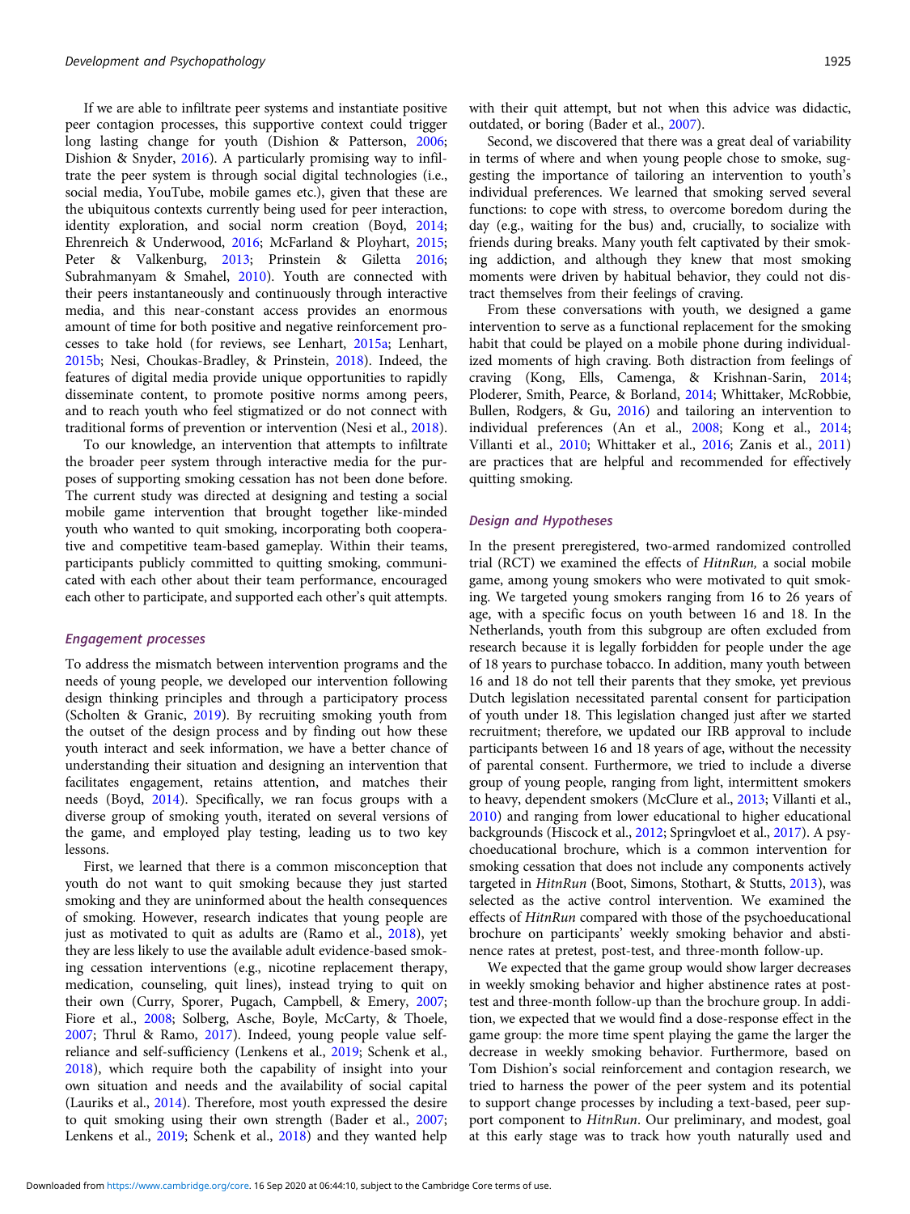If we are able to infiltrate peer systems and instantiate positive peer contagion processes, this supportive context could trigger long lasting change for youth (Dishion & Patterson, 2006; Dishion & Snyder, 2016). A particularly promising way to infiltrate the peer system is through social digital technologies (i.e., social media, YouTube, mobile games etc.), given that these are the ubiquitous contexts currently being used for peer interaction, identity exploration, and social norm creation (Boyd, 2014; Ehrenreich & Underwood, 2016; McFarland & Ployhart, 2015; Peter & Valkenburg, 2013; Prinstein & Giletta 2016; Subrahmanyam & Smahel, 2010). Youth are connected with their peers instantaneously and continuously through interactive media, and this near-constant access provides an enormous amount of time for both positive and negative reinforcement processes to take hold (for reviews, see Lenhart, 2015a; Lenhart, 2015b; Nesi, Choukas-Bradley, & Prinstein, 2018). Indeed, the features of digital media provide unique opportunities to rapidly disseminate content, to promote positive norms among peers, and to reach youth who feel stigmatized or do not connect with traditional forms of prevention or intervention (Nesi et al., 2018).

To our knowledge, an intervention that attempts to infiltrate the broader peer system through interactive media for the purposes of supporting smoking cessation has not been done before. The current study was directed at designing and testing a social mobile game intervention that brought together like-minded youth who wanted to quit smoking, incorporating both cooperative and competitive team-based gameplay. Within their teams, participants publicly committed to quitting smoking, communicated with each other about their team performance, encouraged each other to participate, and supported each other's quit attempts.

### Engagement processes

To address the mismatch between intervention programs and the needs of young people, we developed our intervention following design thinking principles and through a participatory process (Scholten & Granic, 2019). By recruiting smoking youth from the outset of the design process and by finding out how these youth interact and seek information, we have a better chance of understanding their situation and designing an intervention that facilitates engagement, retains attention, and matches their needs (Boyd, 2014). Specifically, we ran focus groups with a diverse group of smoking youth, iterated on several versions of the game, and employed play testing, leading us to two key lessons.

First, we learned that there is a common misconception that youth do not want to quit smoking because they just started smoking and they are uninformed about the health consequences of smoking. However, research indicates that young people are just as motivated to quit as adults are (Ramo et al., 2018), yet they are less likely to use the available adult evidence-based smoking cessation interventions (e.g., nicotine replacement therapy, medication, counseling, quit lines), instead trying to quit on their own (Curry, Sporer, Pugach, Campbell, & Emery, 2007; Fiore et al., 2008; Solberg, Asche, Boyle, McCarty, & Thoele, 2007; Thrul & Ramo, 2017). Indeed, young people value self-reliance and self-sufficiency (Lenkens et al., 2019; Schenk et al., 2018), which require both the capability of insight into your own situation and needs and the availability of social capital (Lauriks et al., 2014). Therefore, most youth expressed the desire to quit smoking using their own strength (Bader et al., 2007; Lenkens et al., 2019; Schenk et al., 2018) and they wanted help with their quit attempt, but not when this advice was didactic, outdated, or boring (Bader et al., 2007).

Second, we discovered that there was a great deal of variability in terms of where and when young people chose to smoke, suggesting the importance of tailoring an intervention to youth's individual preferences. We learned that smoking served several functions: to cope with stress, to overcome boredom during the day (e.g., waiting for the bus) and, crucially, to socialize with friends during breaks. Many youth felt captivated by their smoking addiction, and although they knew that most smoking moments were driven by habitual behavior, they could not distract themselves from their feelings of craving.

From these conversations with youth, we designed a game intervention to serve as a functional replacement for the smoking habit that could be played on a mobile phone during individualized moments of high craving. Both distraction from feelings of craving (Kong, Ells, Camenga, & Krishnan-Sarin, 2014; Ploderer, Smith, Pearce, & Borland, 2014; Whittaker, McRobbie, Bullen, Rodgers, & Gu, 2016) and tailoring an intervention to individual preferences (An et al., 2008; Kong et al., 2014; Villanti et al., 2010; Whittaker et al., 2016; Zanis et al., 2011) are practices that are helpful and recommended for effectively quitting smoking.

### Design and Hypotheses

In the present preregistered, two-armed randomized controlled trial (RCT) we examined the effects of *HitnRun,* a social mobile game, among young smokers who were motivated to quit smoking. We targeted young smokers ranging from 16 to 26 years of age, with a specific focus on youth between 16 and 18. In the Netherlands, youth from this subgroup are often excluded from research because it is legally forbidden for people under the age of 18 years to purchase tobacco. In addition, many youth between 16 and 18 do not tell their parents that they smoke, yet previous Dutch legislation necessitated parental consent for participation of youth under 18. This legislation changed just after we started recruitment; therefore, we updated our IRB approval to include participants between 16 and 18 years of age, without the necessity of parental consent. Furthermore, we tried to include a diverse group of young people, ranging from light, intermittent smokers to heavy, dependent smokers (McClure et al., 2013; Villanti et al., 2010) and ranging from lower educational to higher educational backgrounds (Hiscock et al., 2012; Springvloet et al., 2017). A psychoeducational brochure, which is a common intervention for smoking cessation that does not include any components actively targeted in *HitnRun* (Boot, Simons, Stothart, & Stutts, 2013), was selected as the active control intervention. We examined the effects of *HitnRun* compared with those of the psychoeducational brochure on participants' weekly smoking behavior and abstinence rates at pretest, post-test, and three-month follow-up.

We expected that the game group would show larger decreases in weekly smoking behavior and higher abstinence rates at post-test and three-month follow-up than the brochure group. In addition, we expected that we would find a dose-response effect in the game group: the more time spent playing the game the larger the decrease in weekly smoking behavior. Furthermore, based on Tom Dishion's social reinforcement and contagion research, we tried to harness the power of the peer system and its potential to support change processes by including a text-based, peer support component to *HitnRun*. Our preliminary, and modest, goal at this early stage was to track how youth naturally used and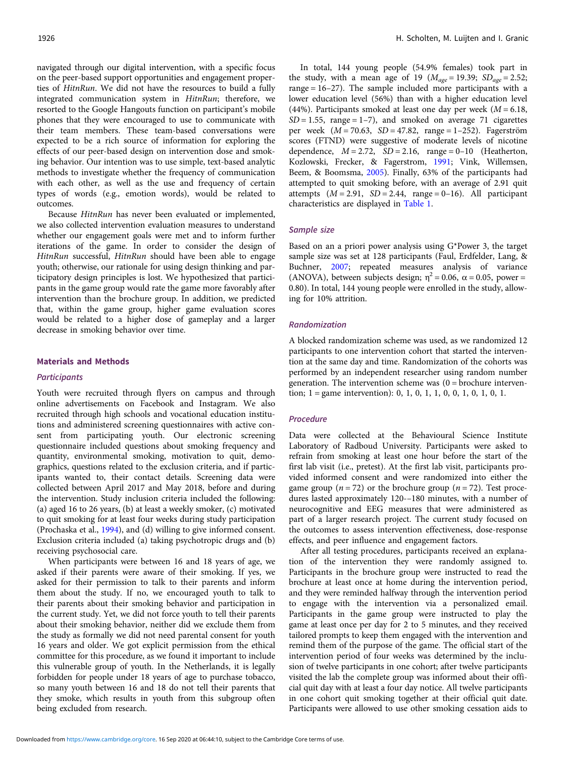navigated through our digital intervention, with a specific focus on the peer-based support opportunities and engagement properties of *HitnRun*. We did not have the resources to build a fully integrated communication system in *HitnRun*; therefore, we resorted to the Google Hangouts function on participant's mobile phones that they were encouraged to use to communicate with their team members. These team-based conversations were expected to be a rich source of information for exploring the effects of our peer-based design on intervention dose and smoking behavior. Our intention was to use simple, text-based analytic methods to investigate whether the frequency of communication with each other, as well as the use and frequency of certain types of words (e.g., emotion words), would be related to outcomes.

Because *HitnRun* has never been evaluated or implemented, we also collected intervention evaluation measures to understand whether our engagement goals were met and to inform further iterations of the game. In order to consider the design of *HitnRun* successful, *HitnRun* should have been able to engage youth; otherwise, our rationale for using design thinking and participatory design principles is lost. We hypothesized that participants in the game group would rate the game more favorably after intervention than the brochure group. In addition, we predicted that, within the game group, higher game evaluation scores would be related to a higher dose of gameplay and a larger decrease in smoking behavior over time.

## Materials and Methods

### Participants

Youth were recruited through flyers on campus and through online advertisements on Facebook and Instagram. We also recruited through high schools and vocational education institutions and administered screening questionnaires with active consent from participating youth. Our electronic screening questionnaire included questions about smoking frequency and quantity, environmental smoking, motivation to quit, demographics, questions related to the exclusion criteria, and if participants wanted to, their contact details. Screening data were collected between April 2017 and May 2018, before and during the intervention. Study inclusion criteria included the following: (a) aged 16 to 26 years, (b) at least a weekly smoker, (c) motivated to quit smoking for at least four weeks during study participation (Prochaska et al., 1994), and (d) willing to give informed consent. Exclusion criteria included (a) taking psychotropic drugs and (b) receiving psychosocial care.

When participants were between 16 and 18 years of age, we asked if their parents were aware of their smoking. If yes, we asked for their permission to talk to their parents and inform them about the study. If no, we encouraged youth to talk to their parents about their smoking behavior and participation in the current study. Yet, we did not force youth to tell their parents about their smoking behavior, neither did we exclude them from the study as formally we did not need parental consent for youth 16 years and older. We got explicit permission from the ethical committee for this procedure, as we found it important to include this vulnerable group of youth. In the Netherlands, it is legally forbidden for people under 18 years of age to purchase tobacco, so many youth between 16 and 18 do not tell their parents that they smoke, which results in youth from this subgroup often being excluded from research.

In total, 144 young people (54.9% females) took part in the study, with a mean age of 19 ($M_{age} = 19.39$; $SD_{age} = 2.52$; range = 16–27). The sample included more participants with a lower education level (56%) than with a higher education level (44%). Participants smoked at least one day per week ($M = 6.18$, $SD = 1.55$, range = 1–7), and smoked on average 71 cigarettes per week ($M = 70.63$, $SD = 47.82$, range = 1–252). Fagerström scores (FTND) were suggestive of moderate levels of nicotine dependence, $M = 2.72$, $SD = 2.16$, range = 0–10 (Heatherton, Kozlowski, Frecker, & Fagerstrom, 1991; Vink, Willemsen, Beem, & Boomsma, 2005). Finally, 63% of the participants had attempted to quit smoking before, with an average of 2.91 quit attempts ($M = 2.91$, $SD = 2.44$, range = 0–16). All participant characteristics are displayed in Table 1.

### Sample size

Based on an a priori power analysis using G*Power 3, the target sample size was set at 128 participants (Faul, Erdfelder, Lang, & Buchner, 2007; repeated measures analysis of variance (ANOVA), between subjects design; $\eta^2 = 0.06$, $\alpha = 0.05$, power = 0.80). In total, 144 young people were enrolled in the study, allowing for 10% attrition.

### Randomization

A blocked randomization scheme was used, as we randomized 12 participants to one intervention cohort that started the intervention at the same day and time. Randomization of the cohorts was performed by an independent researcher using random number generation. The intervention scheme was (0 = brochure intervention; 1 = game intervention): 0, 1, 0, 1, 1, 0, 0, 1, 0, 1, 0, 1.

### Procedure

Data were collected at the Behavioural Science Institute Laboratory of Radboud University. Participants were asked to refrain from smoking at least one hour before the start of the first lab visit (i.e., pretest). At the first lab visit, participants provided informed consent and were randomized into either the game group ($n = 72$) or the brochure group ($n = 72$). Test procedures lasted approximately 120-–180 minutes, with a number of neurocognitive and EEG measures that were administered as part of a larger research project. The current study focused on the outcomes to assess intervention effectiveness, dose-response effects, and peer influence and engagement factors.

After all testing procedures, participants received an explanation of the intervention they were randomly assigned to. Participants in the brochure group were instructed to read the brochure at least once at home during the intervention period, and they were reminded halfway through the intervention period to engage with the intervention via a personalized email. Participants in the game group were instructed to play the game at least once per day for 2 to 5 minutes, and they received tailored prompts to keep them engaged with the intervention and remind them of the purpose of the game. The official start of the intervention period of four weeks was determined by the inclusion of twelve participants in one cohort; after twelve participants visited the lab the complete group was informed about their official quit day with at least a four day notice. All twelve participants in one cohort quit smoking together at their official quit date. Participants were allowed to use other smoking cessation aids to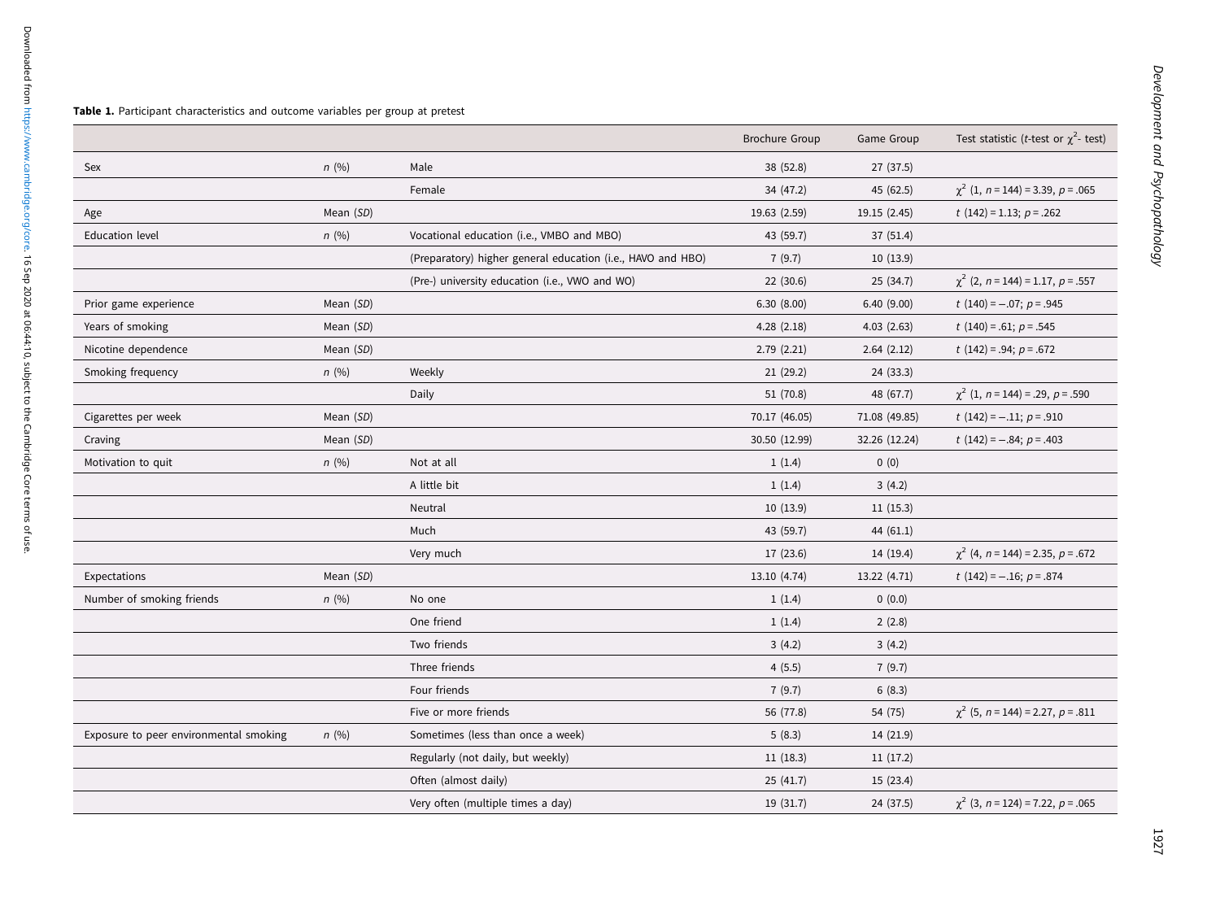**Table 1.** Participant characteristics and outcome variables per group at pretest

| | | | Brochure Group | Game Group | Test statistic (*t*-test or $\chi^2$- test) |
|---|---|---|---|---|---|
| Sex | *n* (%) | Male | 38 (52.8) | 27 (37.5) | |
| | | Female | 34 (47.2) | 45 (62.5) | $\chi^2$ (1, *n* = 144) = 3.39, *p* = .065 |
| Age | Mean (*SD*) | | 19.63 (2.59) | 19.15 (2.45) | *t* (142) = 1.13; *p* = .262 |
| Education level | *n* (%) | Vocational education (i.e., VMBO and MBO) | 43 (59.7) | 37 (51.4) | |
| | | (Preparatory) higher general education (i.e., HAVO and HBO) | 7 (9.7) | 10 (13.9) | |
| | | (Pre-) university education (i.e., VWO and WO) | 22 (30.6) | 25 (34.7) | $\chi^2$ (2, *n* = 144) = 1.17, *p* = .557 |
| Prior game experience | Mean (*SD*) | | 6.30 (8.00) | 6.40 (9.00) | *t* (140) = −.07; *p* = .945 |
| Years of smoking | Mean (*SD*) | | 4.28 (2.18) | 4.03 (2.63) | *t* (140) = .61; *p* = .545 |
| Nicotine dependence | Mean (*SD*) | | 2.79 (2.21) | 2.64 (2.12) | *t* (142) = .94; *p* = .672 |
| Smoking frequency | *n* (%) | Weekly | 21 (29.2) | 24 (33.3) | |
| | | Daily | 51 (70.8) | 48 (67.7) | $\chi^2$ (1, *n* = 144) = .29, *p* = .590 |
| Cigarettes per week | Mean (*SD*) | | 70.17 (46.05) | 71.08 (49.85) | *t* (142) = −.11; *p* = .910 |
| Craving | Mean (*SD*) | | 30.50 (12.99) | 32.26 (12.24) | *t* (142) = −.84; *p* = .403 |
| Motivation to quit | *n* (%) | Not at all | 1 (1.4) | 0 (0) | |
| | | A little bit | 1 (1.4) | 3 (4.2) | |
| | | Neutral | 10 (13.9) | 11 (15.3) | |
| | | Much | 43 (59.7) | 44 (61.1) | |
| | | Very much | 17 (23.6) | 14 (19.4) | $\chi^2$ (4, *n* = 144) = 2.35, *p* = .672 |
| Expectations | Mean (*SD*) | | 13.10 (4.74) | 13.22 (4.71) | *t* (142) = −.16; *p* = .874 |
| Number of smoking friends | *n* (%) | No one | 1 (1.4) | 0 (0.0) | |
| | | One friend | 1 (1.4) | 2 (2.8) | |
| | | Two friends | 3 (4.2) | 3 (4.2) | |
| | | Three friends | 4 (5.5) | 7 (9.7) | |
| | | Four friends | 7 (9.7) | 6 (8.3) | |
| | | Five or more friends | 56 (77.8) | 54 (75) | $\chi^2$ (5, *n* = 144) = 2.27, *p* = .811 |
| Exposure to peer environmental smoking | *n* (%) | Sometimes (less than once a week) | 5 (8.3) | 14 (21.9) | |
| | | Regularly (not daily, but weekly) | 11 (18.3) | 11 (17.2) | |
| | | Often (almost daily) | 25 (41.7) | 15 (23.4) | |
| | | Very often (multiple times a day) | 19 (31.7) | 24 (37.5) | $\chi^2$ (3, *n* = 124) = 7.22, *p* = .065 |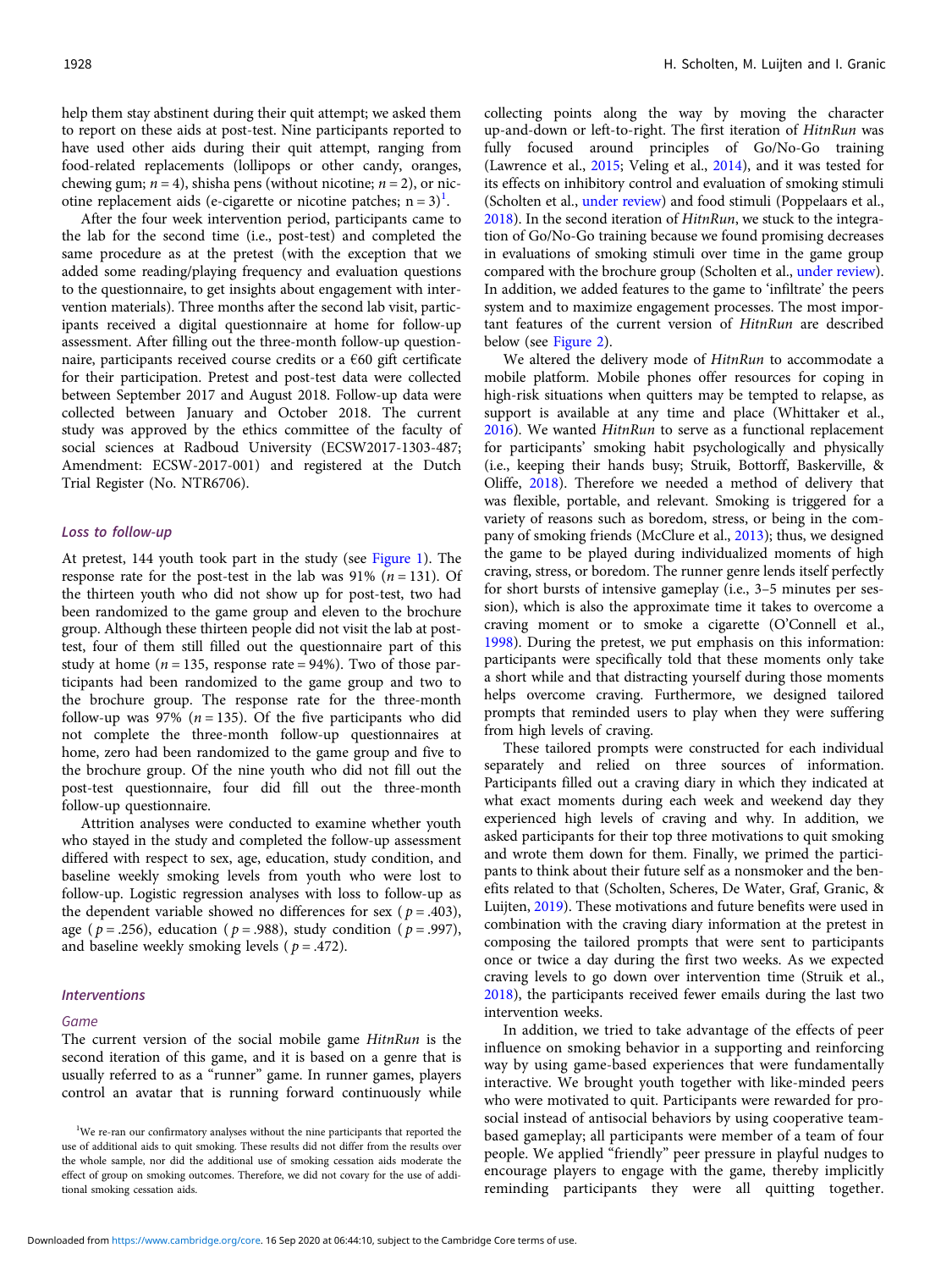help them stay abstinent during their quit attempt; we asked them to report on these aids at post-test. Nine participants reported to have used other aids during their quit attempt, ranging from food-related replacements (lollipops or other candy, oranges, chewing gum; $n = 4$), shisha pens (without nicotine; $n = 2$), or nicotine replacement aids (e-cigarette or nicotine patches; $n = 3$)[1].

After the four week intervention period, participants came to the lab for the second time (i.e., post-test) and completed the same procedure as at the pretest (with the exception that we added some reading/playing frequency and evaluation questions to the questionnaire, to get insights about engagement with intervention materials). Three months after the second lab visit, participants received a digital questionnaire at home for follow-up assessment. After filling out the three-month follow-up questionnaire, participants received course credits or a €60 gift certificate for their participation. Pretest and post-test data were collected between September 2017 and August 2018. Follow-up data were collected between January and October 2018. The current study was approved by the ethics committee of the faculty of social sciences at Radboud University (ECSW2017-1303-487; Amendment: ECSW-2017-001) and registered at the Dutch Trial Register (No. NTR6706).

### Loss to follow-up

At pretest, 144 youth took part in the study (see Figure 1). The response rate for the post-test in the lab was 91% ($n = 131$). Of the thirteen youth who did not show up for post-test, two had been randomized to the game group and eleven to the brochure group. Although these thirteen people did not visit the lab at post-test, four of them still filled out the questionnaire part of this study at home ($n = 135$, response rate = 94%). Two of those participants had been randomized to the game group and two to the brochure group. The response rate for the three-month follow-up was 97% ($n = 135$). Of the five participants who did not complete the three-month follow-up questionnaires at home, zero had been randomized to the game group and five to the brochure group. Of the nine youth who did not fill out the post-test questionnaire, four did fill out the three-month follow-up questionnaire.

Attrition analyses were conducted to examine whether youth who stayed in the study and completed the follow-up assessment differed with respect to sex, age, education, study condition, and baseline weekly smoking levels from youth who were lost to follow-up. Logistic regression analyses with loss to follow-up as the dependent variable showed no differences for sex ($p = .403$), age ($p = .256$), education ($p = .988$), study condition ($p = .997$), and baseline weekly smoking levels ($p = .472$).

### Interventions

#### Game

The current version of the social mobile game *HitnRun* is the second iteration of this game, and it is based on a genre that is usually referred to as a "runner" game. In runner games, players control an avatar that is running forward continuously while collecting points along the way by moving the character up-and-down or left-to-right. The first iteration of *HitnRun* was fully focused around principles of Go/No-Go training (Lawrence et al., 2015; Veling et al., 2014), and it was tested for its effects on inhibitory control and evaluation of smoking stimuli (Scholten et al., under review) and food stimuli (Poppelaars et al., 2018). In the second iteration of *HitnRun*, we stuck to the integration of Go/No-Go training because we found promising decreases in evaluations of smoking stimuli over time in the game group compared with the brochure group (Scholten et al., under review). In addition, we added features to the game to 'infiltrate' the peers system and to maximize engagement processes. The most important features of the current version of *HitnRun* are described below (see Figure 2).

We altered the delivery mode of *HitnRun* to accommodate a mobile platform. Mobile phones offer resources for coping in high-risk situations when quitters may be tempted to relapse, as support is available at any time and place (Whittaker et al., 2016). We wanted *HitnRun* to serve as a functional replacement for participants' smoking habit psychologically and physically (i.e., keeping their hands busy; Struik, Bottorff, Baskerville, & Oliffe, 2018). Therefore we needed a method of delivery that was flexible, portable, and relevant. Smoking is triggered for a variety of reasons such as boredom, stress, or being in the company of smoking friends (McClure et al., 2013); thus, we designed the game to be played during individualized moments of high craving, stress, or boredom. The runner genre lends itself perfectly for short bursts of intensive gameplay (i.e., 3–5 minutes per session), which is also the approximate time it takes to overcome a craving moment or to smoke a cigarette (O'Connell et al., 1998). During the pretest, we put emphasis on this information: participants were specifically told that these moments only take a short while and that distracting yourself during those moments helps overcome craving. Furthermore, we designed tailored prompts that reminded users to play when they were suffering from high levels of craving.

These tailored prompts were constructed for each individual separately and relied on three sources of information. Participants filled out a craving diary in which they indicated at what exact moments during each week and weekend day they experienced high levels of craving and why. In addition, we asked participants for their top three motivations to quit smoking and wrote them down for them. Finally, we primed the participants to think about their future self as a nonsmoker and the benefits related to that (Scholten, Scheres, De Water, Graf, Granic, & Luijten, 2019). These motivations and future benefits were used in combination with the craving diary information at the pretest in composing the tailored prompts that were sent to participants once or twice a day during the first two weeks. As we expected craving levels to go down over intervention time (Struik et al., 2018), the participants received fewer emails during the last two intervention weeks.

In addition, we tried to take advantage of the effects of peer influence on smoking behavior in a supporting and reinforcing way by using game-based experiences that were fundamentally interactive. We brought youth together with like-minded peers who were motivated to quit. Participants were rewarded for prosocial instead of antisocial behaviors by using cooperative team-based gameplay; all participants were member of a team of four people. We applied "friendly" peer pressure in playful nudges to encourage players to engage with the game, thereby implicitly reminding participants they were all quitting together.

[1]We re-ran our confirmatory analyses without the nine participants that reported the use of additional aids to quit smoking. These results did not differ from the results over the whole sample, nor did the additional use of smoking cessation aids moderate the effect of group on smoking outcomes. Therefore, we did not covary for the use of additional smoking cessation aids.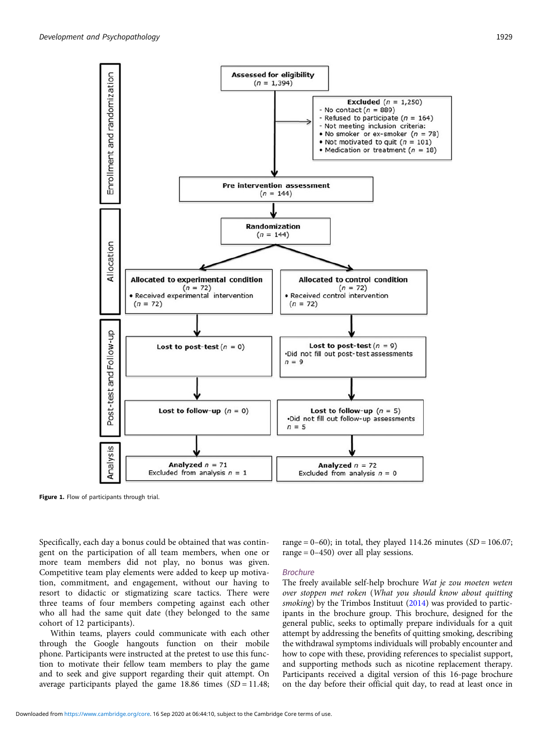Assessed for eligibility (n = 1,394)

Excluded (n = 1,250)
- No contact (n = 889)
- Refused to participate (n = 164)
- Not meeting inclusion criteria:
• No smoker or ex-smoker (n = 78)
• Not motivated to quit (n = 101)
• Medication or treatment (n = 18)

Pre intervention assessment (n = 144)

Randomization (n = 144)

Allocated to experimental condition (n = 72)
• Received experimental intervention (n = 72)

Allocated to control condition (n = 72)
• Received control intervention (n = 72)

Lost to post-test (n = 0)

Lost to post-test (n = 9)
•Did not fill out post-test assessments n = 9

Lost to follow-up (n = 0)

Lost to follow-up (n = 5)
•Did not fill out follow-up assessments n = 5

Analyzed n = 71
Excluded from analysis n = 1

Analyzed n = 72
Excluded from analysis n = 0

**Figure 1.** Flow of participants through trial.

Specifically, each day a bonus could be obtained that was contingent on the participation of all team members, when one or more team members did not play, no bonus was given. Competitive team play elements were added to keep up motivation, commitment, and engagement, without our having to resort to didactic or stigmatizing scare tactics. There were three teams of four members competing against each other who all had the same quit date (they belonged to the same cohort of 12 participants).

Within teams, players could communicate with each other through the Google hangouts function on their mobile phone. Participants were instructed at the pretest to use this function to motivate their fellow team members to play the game and to seek and give support regarding their quit attempt. On average participants played the game 18.86 times (*SD* = 11.48; range = 0–60); in total, they played 114.26 minutes (*SD* = 106.07; range = 0–450) over all play sessions.

### Brochure

The freely available self-help brochure *Wat je zou moeten weten over stoppen met roken* (*What you should know about quitting smoking*) by the Trimbos Instituut (2014) was provided to participants in the brochure group. This brochure, designed for the general public, seeks to optimally prepare individuals for a quit attempt by addressing the benefits of quitting smoking, describing the withdrawal symptoms individuals will probably encounter and how to cope with these, providing references to specialist support, and supporting methods such as nicotine replacement therapy. Participants received a digital version of this 16-page brochure on the day before their official quit day, to read at least once in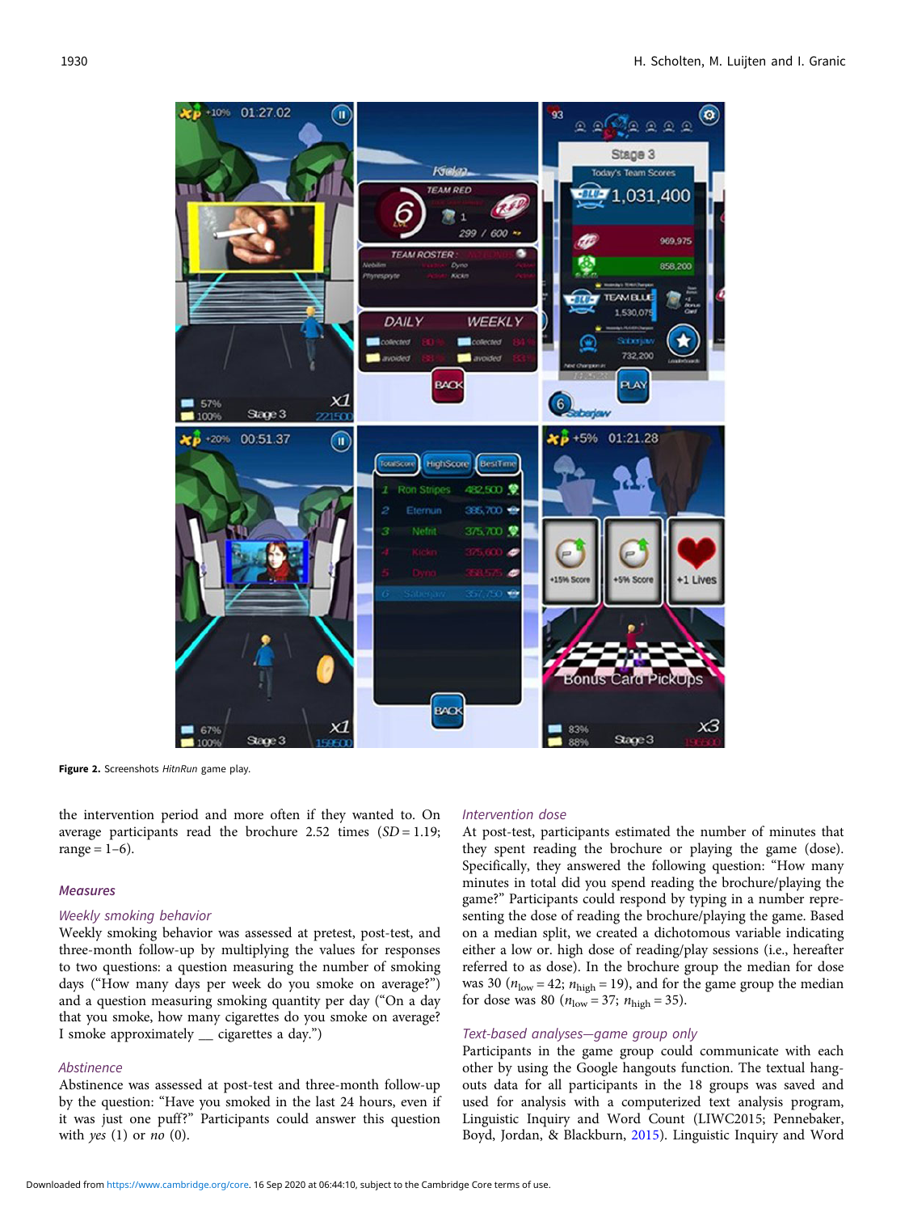Figure 2. Screenshots *HitnRun* game play.

the intervention period and more often if they wanted to. On average participants read the brochure 2.52 times ($SD = 1.19$; range = 1–6).

## Measures

### Weekly smoking behavior

Weekly smoking behavior was assessed at pretest, post-test, and three-month follow-up by multiplying the values for responses to two questions: a question measuring the number of smoking days ("How many days per week do you smoke on average?") and a question measuring smoking quantity per day ("On a day that you smoke, how many cigarettes do you smoke on average? I smoke approximately __ cigarettes a day.")

### Abstinence

Abstinence was assessed at post-test and three-month follow-up by the question: "Have you smoked in the last 24 hours, even if it was just one puff?" Participants could answer this question with *yes* (1) or *no* (0).

### Intervention dose

At post-test, participants estimated the number of minutes that they spent reading the brochure or playing the game (dose). Specifically, they answered the following question: "How many minutes in total did you spend reading the brochure/playing the game?" Participants could respond by typing in a number representing the dose of reading the brochure/playing the game. Based on a median split, we created a dichotomous variable indicating either a low or. high dose of reading/play sessions (i.e., hereafter referred to as dose). In the brochure group the median for dose was 30 ($n_{low} = 42$; $n_{high} = 19$), and for the game group the median for dose was 80 ($n_{low} = 37$; $n_{high} = 35$).

### Text-based analyses—game group only

Participants in the game group could communicate with each other by using the Google hangouts function. The textual hangouts data for all participants in the 18 groups was saved and used for analysis with a computerized text analysis program, Linguistic Inquiry and Word Count (LIWC2015; Pennebaker, Boyd, Jordan, & Blackburn, 2015). Linguistic Inquiry and Word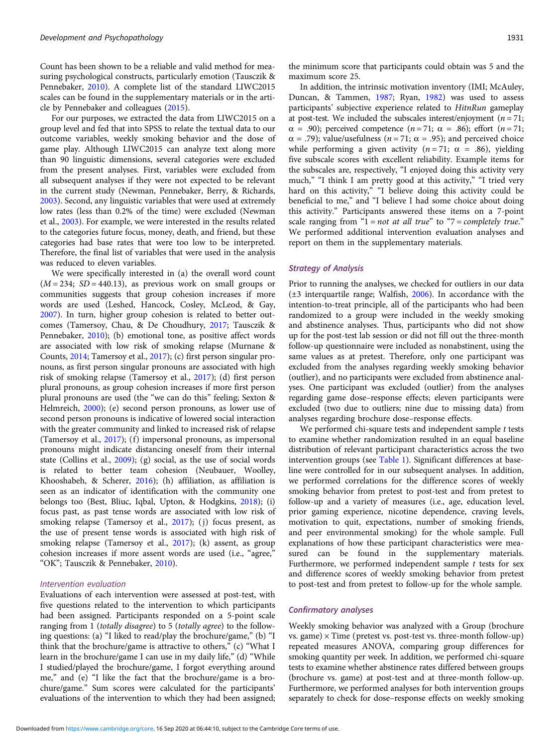Count has been shown to be a reliable and valid method for measuring psychological constructs, particularly emotion (Tausczik & Pennebaker, 2010). A complete list of the standard LIWC2015 scales can be found in the supplementary materials or in the article by Pennebaker and colleagues (2015).

For our purposes, we extracted the data from LIWC2015 on a group level and fed that into SPSS to relate the textual data to our outcome variables, weekly smoking behavior and the dose of game play. Although LIWC2015 can analyze text along more than 90 linguistic dimensions, several categories were excluded from the present analyses. First, variables were excluded from all subsequent analyses if they were not expected to be relevant in the current study (Newman, Pennebaker, Berry, & Richards, 2003). Second, any linguistic variables that were used at extremely low rates (less than 0.2% of the time) were excluded (Newman et al., 2003). For example, we were interested in the results related to the categories future focus, money, death, and friend, but these categories had base rates that were too low to be interpreted. Therefore, the final list of variables that were used in the analysis was reduced to eleven variables.

We were specifically interested in (a) the overall word count ($M = 234$; $SD = 440.13$), as previous work on small groups or communities suggests that group cohesion increases if more words are used (Leshed, Hancock, Cosley, McLeod, & Gay, 2007). In turn, higher group cohesion is related to better outcomes (Tamersoy, Chau, & De Choudhury, 2017; Tausczik & Pennebaker, 2010); (b) emotional tone, as positive affect words are associated with low risk of smoking relapse (Murnane & Counts, 2014; Tamersoy et al., 2017); (c) first person singular pronouns, as first person singular pronouns are associated with high risk of smoking relapse (Tamersoy et al., 2017); (d) first person plural pronouns, as group cohesion increases if more first person plural pronouns are used (the "we can do this" feeling; Sexton & Helmreich, 2000); (e) second person pronouns, as lower use of second person pronouns is indicative of lowered social interaction with the greater community and linked to increased risk of relapse (Tamersoy et al., 2017); (f) impersonal pronouns, as impersonal pronouns might indicate distancing oneself from their internal state (Collins et al., 2009); (g) social, as the use of social words is related to better team cohesion (Neubauer, Woolley, Khooshabeh, & Scherer, 2016); (h) affiliation, as affiliation is seen as an indicator of identification with the community one belongs too (Best, Bliuc, Iqbal, Upton, & Hodgkins, 2018); (i) focus past, as past tense words are associated with low risk of smoking relapse (Tamersoy et al., 2017); (j) focus present, as the use of present tense words is associated with high risk of smoking relapse (Tamersoy et al., 2017); (k) assent, as group cohesion increases if more assent words are used (i.e., "agree," "OK"; Tausczik & Pennebaker, 2010).

#### *Intervention evaluation*

Evaluations of each intervention were assessed at post-test, with five questions related to the intervention to which participants had been assigned. Participants responded on a 5-point scale ranging from 1 (*totally disagree*) to 5 (*totally agree*) to the following questions: (a) "I liked to read/play the brochure/game," (b) "I think that the brochure/game is attractive to others," (c) "What I learn in the brochure/game I can use in my daily life," (d) "While I studied/played the brochure/game, I forgot everything around me," and (e) "I like the fact that the brochure/game is a brochure/game." Sum scores were calculated for the participants' evaluations of the intervention to which they had been assigned; the minimum score that participants could obtain was 5 and the maximum score 25.

In addition, the intrinsic motivation inventory (IMI; McAuley, Duncan, & Tammen, 1987; Ryan, 1982) was used to assess participants' subjective experience related to *HitnRun* gameplay at post-test. We included the subscales interest/enjoyment ($n = 71$; $\alpha = .90$); perceived competence ($n = 71$; $\alpha = .86$); effort ($n = 71$; $\alpha = .79$); value/usefulness ($n = 71$; $\alpha = .95$); and perceived choice while performing a given activity ($n = 71$; $\alpha = .86$), yielding five subscale scores with excellent reliability. Example items for the subscales are, respectively, "I enjoyed doing this activity very much," "I think I am pretty good at this activity," "I tried very hard on this activity," "I believe doing this activity could be beneficial to me," and "I believe I had some choice about doing this activity." Participants answered these items on a 7-point scale ranging from "1 = *not at all true*" to "7 = *completely true*." We performed additional intervention evaluation analyses and report on them in the supplementary materials.

### *Strategy of Analysis*

Prior to running the analyses, we checked for outliers in our data (±3 interquartile range; Walfish, 2006). In accordance with the intention-to-treat principle, all of the participants who had been randomized to a group were included in the weekly smoking and abstinence analyses. Thus, participants who did not show up for the post-test lab session or did not fill out the three-month follow-up questionnaire were included as nonabstinent, using the same values as at pretest. Therefore, only one participant was excluded from the analyses regarding weekly smoking behavior (outlier), and no participants were excluded from abstinence analyses. One participant was excluded (outlier) from the analyses regarding game dose–response effects; eleven participants were excluded (two due to outliers; nine due to missing data) from analyses regarding brochure dose–response effects.

We performed chi-square tests and independent sample *t* tests to examine whether randomization resulted in an equal baseline distribution of relevant participant characteristics across the two intervention groups (see Table 1). Significant differences at baseline were controlled for in our subsequent analyses. In addition, we performed correlations for the difference scores of weekly smoking behavior from pretest to post-test and from pretest to follow-up and a variety of measures (i.e., age, education level, prior gaming experience, nicotine dependence, craving levels, motivation to quit, expectations, number of smoking friends, and peer environmental smoking) for the whole sample. Full explanations of how these participant characteristics were measured can be found in the supplementary materials. Furthermore, we performed independent sample *t* tests for sex and difference scores of weekly smoking behavior from pretest to post-test and from pretest to follow-up for the whole sample.

### *Confirmatory analyses*

Weekly smoking behavior was analyzed with a Group (brochure vs. game) × Time (pretest vs. post-test vs. three-month follow-up) repeated measures ANOVA, comparing group differences for smoking quantity per week. In addition, we performed chi-square tests to examine whether abstinence rates differed between groups (brochure vs. game) at post-test and at three-month follow-up. Furthermore, we performed analyses for both intervention groups separately to check for dose–response effects on weekly smoking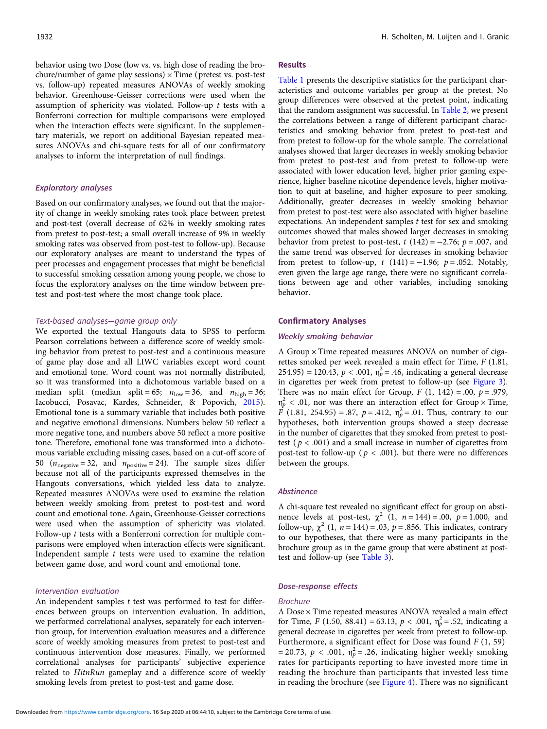behavior using two Dose (low vs. vs. high dose of reading the brochure/number of game play sessions) × Time (pretest vs. post-test vs. follow-up) repeated measures ANOVAs of weekly smoking behavior. Greenhouse-Geisser corrections were used when the assumption of sphericity was violated. Follow-up *t* tests with a Bonferroni correction for multiple comparisons were employed when the interaction effects were significant. In the supplementary materials, we report on additional Bayesian repeated measures ANOVAs and chi-square tests for all of our confirmatory analyses to inform the interpretation of null findings.

### *Exploratory analyses*

Based on our confirmatory analyses, we found out that the majority of change in weekly smoking rates took place between pretest and post-test (overall decrease of 62% in weekly smoking rates from pretest to post-test; a small overall increase of 9% in weekly smoking rates was observed from post-test to follow-up). Because our exploratory analyses are meant to understand the types of peer processes and engagement processes that might be beneficial to successful smoking cessation among young people, we chose to focus the exploratory analyses on the time window between pretest and post-test where the most change took place.

#### *Text-based analyses—game group only*

We exported the textual Hangouts data to SPSS to perform Pearson correlations between a difference score of weekly smoking behavior from pretest to post-test and a continuous measure of game play dose and all LIWC variables except word count and emotional tone. Word count was not normally distributed, so it was transformed into a dichotomous variable based on a median split (median split = 65; $n_{\text{low}} = 36$, and $n_{\text{high}} = 36$; Iacobucci, Posavac, Kardes, Schneider, & Popovich, 2015). Emotional tone is a summary variable that includes both positive and negative emotional dimensions. Numbers below 50 reflect a more negative tone, and numbers above 50 reflect a more positive tone. Therefore, emotional tone was transformed into a dichotomous variable excluding missing cases, based on a cut-off score of 50 ($n_{\text{negative}} = 32$, and $n_{\text{positive}} = 24$). The sample sizes differ because not all of the participants expressed themselves in the Hangouts conversations, which yielded less data to analyze. Repeated measures ANOVAs were used to examine the relation between weekly smoking from pretest to post-test and word count and emotional tone. Again, Greenhouse-Geisser corrections were used when the assumption of sphericity was violated. Follow-up *t* tests with a Bonferroni correction for multiple comparisons were employed when interaction effects were significant. Independent sample *t* tests were used to examine the relation between game dose, and word count and emotional tone.

#### *Intervention evaluation*

An independent samples *t* test was performed to test for differences between groups on intervention evaluation. In addition, we performed correlational analyses, separately for each intervention group, for intervention evaluation measures and a difference score of weekly smoking measures from pretest to post-test and continuous intervention dose measures. Finally, we performed correlational analyses for participants' subjective experience related to *HitnRun* gameplay and a difference score of weekly smoking levels from pretest to post-test and game dose.

## Results

Table 1 presents the descriptive statistics for the participant characteristics and outcome variables per group at the pretest. No group differences were observed at the pretest point, indicating that the random assignment was successful. In Table 2, we present the correlations between a range of different participant characteristics and smoking behavior from pretest to post-test and from pretest to follow-up for the whole sample. The correlational analyses showed that larger decreases in weekly smoking behavior from pretest to post-test and from pretest to follow-up were associated with lower education level, higher prior gaming experience, higher baseline nicotine dependence levels, higher motivation to quit at baseline, and higher exposure to peer smoking. Additionally, greater decreases in weekly smoking behavior from pretest to post-test were also associated with higher baseline expectations. An independent samples *t* test for sex and smoking outcomes showed that males showed larger decreases in smoking behavior from pretest to post-test, $t\ (142) = -2.76$; $p = .007$, and the same trend was observed for decreases in smoking behavior from pretest to follow-up, $t\ (141) = -1.96$; $p = .052$. Notably, even given the large age range, there were no significant correlations between age and other variables, including smoking behavior.

### Confirmatory Analyses

#### *Weekly smoking behavior*

A Group × Time repeated measures ANOVA on number of cigarettes smoked per week revealed a main effect for Time, $F\ (1.81, 254.95) = 120.43$, $p < .001$, $\eta_p^2 = .46$, indicating a general decrease in cigarettes per week from pretest to follow-up (see Figure 3). There was no main effect for Group, $F\ (1, 142) = .00$, $p = .979$, $\eta_p^2 < .01$, nor was there an interaction effect for Group × Time, $F\ (1.81, 254.95) = .87$, $p = .412$, $\eta_p^2 = .01$. Thus, contrary to our hypotheses, both intervention groups showed a steep decrease in the number of cigarettes that they smoked from pretest to post-test ($p < .001$) and a small increase in number of cigarettes from post-test to follow-up ($p < .001$), but there were no differences between the groups.

#### *Abstinence*

A chi-square test revealed no significant effect for group on abstinence levels at post-test, $\chi^2\ (1,\ n = 144) = .00$, $p = 1.000$, and follow-up, $\chi^2\ (1,\ n = 144) = .03$, $p = .856$. This indicates, contrary to our hypotheses, that there were as many participants in the brochure group as in the game group that were abstinent at post-test and follow-up (see Table 3).

#### *Dose-response effects*

##### *Brochure*

A Dose × Time repeated measures ANOVA revealed a main effect for Time, $F\ (1.50, 88.41) = 63.13$, $p < .001$, $\eta_p^2 = .52$, indicating a general decrease in cigarettes per week from pretest to follow-up. Furthermore, a significant effect for Dose was found $F\ (1, 59) = 20.73$, $p < .001$, $\eta_p^2 = .26$, indicating higher weekly smoking rates for participants reporting to have invested more time in reading the brochure than participants that invested less time in reading the brochure (see Figure 4). There was no significant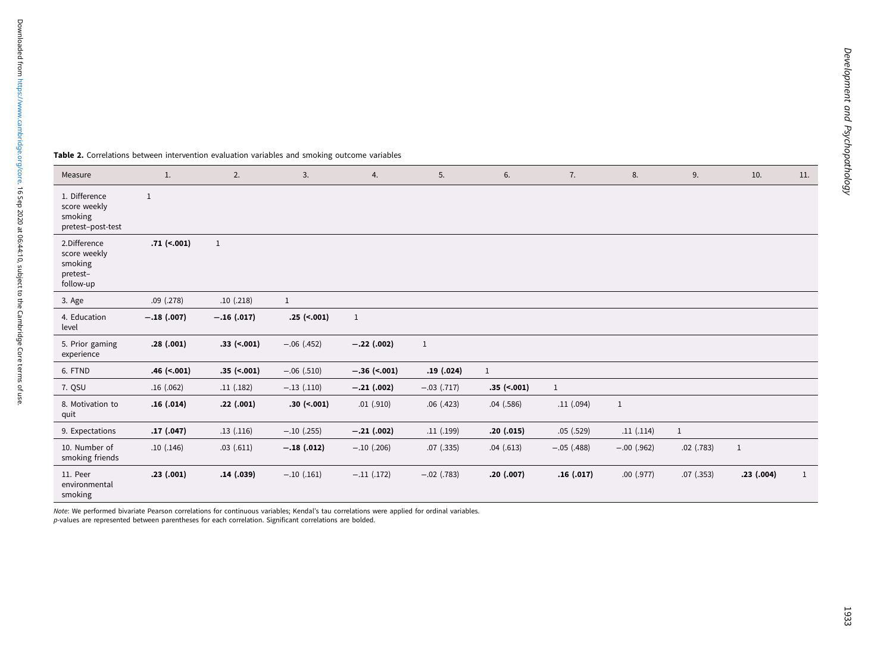**Table 2.** Correlations between intervention evaluation variables and smoking outcome variables

| Measure | 1. | 2. | 3. | 4. | 5. | 6. | 7. | 8. | 9. | 10. | 11. |
|---|---|---|---|---|---|---|---|---|---|---|---|
| 1. Difference score weekly smoking pretest–post-test | 1 | | | | | | | | | | |
| 2.Difference score weekly smoking pretest–follow-up | **.71 (<.001)** | 1 | | | | | | | | | |
| 3. Age | .09 (.278) | .10 (.218) | 1 | | | | | | | | |
| 4. Education level | **−.18 (.007)** | **−.16 (.017)** | **.25 (<.001)** | 1 | | | | | | | |
| 5. Prior gaming experience | **.28 (.001)** | **.33 (<.001)** | −.06 (.452) | **−.22 (.002)** | 1 | | | | | | |
| 6. FTND | **.46 (<.001)** | **.35 (<.001)** | −.06 (.510) | **−.36 (<.001)** | **.19 (.024)** | 1 | | | | | |
| 7. QSU | .16 (.062) | .11 (.182) | −.13 (.110) | **−.21 (.002)** | −.03 (.717) | **.35 (<.001)** | 1 | | | | |
| 8. Motivation to quit | **.16 (.014)** | **.22 (.001)** | **.30 (<.001)** | .01 (.910) | .06 (.423) | .04 (.586) | .11 (.094) | 1 | | | |
| 9. Expectations | **.17 (.047)** | .13 (.116) | −.10 (.255) | **−.21 (.002)** | .11 (.199) | **.20 (.015)** | .05 (.529) | .11 (.114) | 1 | | |
| 10. Number of smoking friends | .10 (.146) | .03 (.611) | **−.18 (.012)** | −.10 (.206) | .07 (.335) | .04 (.613) | −.05 (.488) | −.00 (.962) | .02 (.783) | 1 | |
| 11. Peer environmental smoking | **.23 (.001)** | **.14 (.039)** | −.10 (.161) | −.11 (.172) | −.02 (.783) | **.20 (.007)** | **.16 (.017)** | .00 (.977) | .07 (.353) | **.23 (.004)** | 1 |

*Note:* We performed bivariate Pearson correlations for continuous variables; Kendal's tau correlations were applied for ordinal variables.
*p*-values are represented between parentheses for each correlation. Significant correlations are bolded.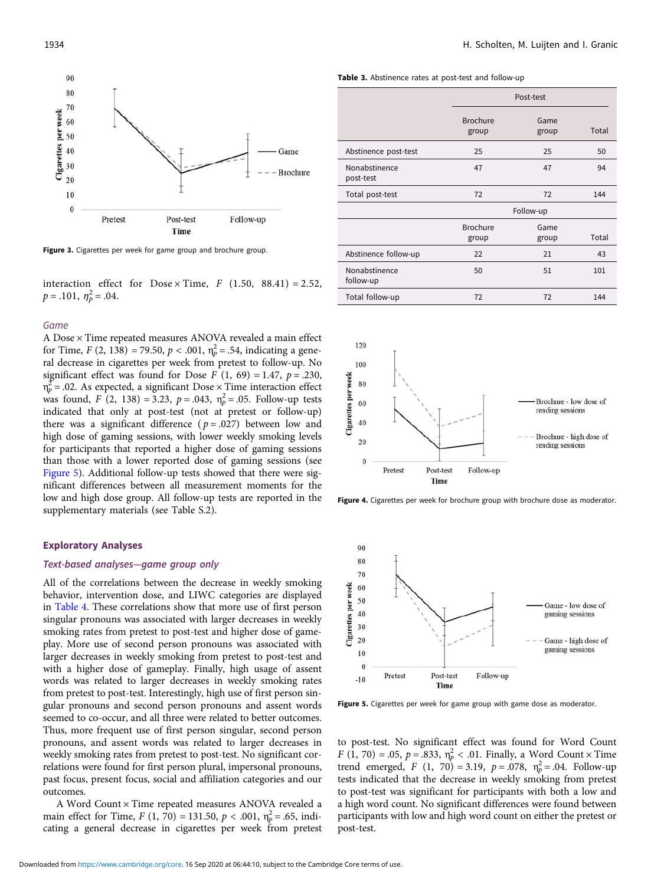Figure 3. Cigarettes per week for game group and brochure group.

interaction effect for Dose × Time, $F$ (1.50, 88.41) = 2.52, $p$ = .101, $\eta_p^2$ = .04.

### *Game*

A Dose × Time repeated measures ANOVA revealed a main effect for Time, $F$ (2, 138) = 79.50, $p$ < .001, $\eta_p^2$ = .54, indicating a general decrease in cigarettes per week from pretest to follow-up. No significant effect was found for Dose $F$ (1, 69) = 1.47, $p$ = .230, $\eta_p^2$ = .02. As expected, a significant Dose × Time interaction effect was found, $F$ (2, 138) = 3.23, $p$ = .043, $\eta_p^2$ = .05. Follow-up tests indicated that only at post-test (not at pretest or follow-up) there was a significant difference ($p$ = .027) between low and high dose of gaming sessions, with lower weekly smoking levels for participants that reported a higher dose of gaming sessions than those with a lower reported dose of gaming sessions (see Figure 5). Additional follow-up tests showed that there were significant differences between all measurement moments for the low and high dose group. All follow-up tests are reported in the supplementary materials (see Table S.2).

## Exploratory Analyses

### *Text-based analyses—game group only*

All of the correlations between the decrease in weekly smoking behavior, intervention dose, and LIWC categories are displayed in Table 4. These correlations show that more use of first person singular pronouns was associated with larger decreases in weekly smoking rates from pretest to post-test and higher dose of gameplay. More use of second person pronouns was associated with larger decreases in weekly smoking from pretest to post-test and with a higher dose of gameplay. Finally, high usage of assent words was related to larger decreases in weekly smoking rates from pretest to post-test. Interestingly, high use of first person singular pronouns and second person pronouns and assent words seemed to co-occur, and all three were related to better outcomes. Thus, more frequent use of first person singular, second person pronouns, and assent words was related to larger decreases in weekly smoking rates from pretest to post-test. No significant correlations were found for first person plural, impersonal pronouns, past focus, present focus, social and affiliation categories and our outcomes.

A Word Count × Time repeated measures ANOVA revealed a main effect for Time, $F$ (1, 70) = 131.50, $p$ < .001, $\eta_p^2$ = .65, indicating a general decrease in cigarettes per week from pretest to post-test. No significant effect was found for Word Count $F$ (1, 70) = .05, $p$ = .833, $\eta_p^2$ < .01. Finally, a Word Count × Time trend emerged, $F$ (1, 70) = 3.19, $p$ = .078, $\eta_p^2$ = .04. Follow-up tests indicated that the decrease in weekly smoking from pretest to post-test was significant for participants with both a low and a high word count. No significant differences were found between participants with low and high word count on either the pretest or post-test.

**Table 3.** Abstinence rates at post-test and follow-up

| | Post-test | | |
|---|---|---|---|
| | Brochure group | Game group | Total |
| Abstinence post-test | 25 | 25 | 50 |
| Nonabstinence post-test | 47 | 47 | 94 |
| Total post-test | 72 | 72 | 144 |
| | Follow-up | | |
| | Brochure group | Game group | Total |
| Abstinence follow-up | 22 | 21 | 43 |
| Nonabstinence follow-up | 50 | 51 | 101 |
| Total follow-up | 72 | 72 | 144 |

Figure 4. Cigarettes per week for brochure group with brochure dose as moderator.

Figure 5. Cigarettes per week for game group with game dose as moderator.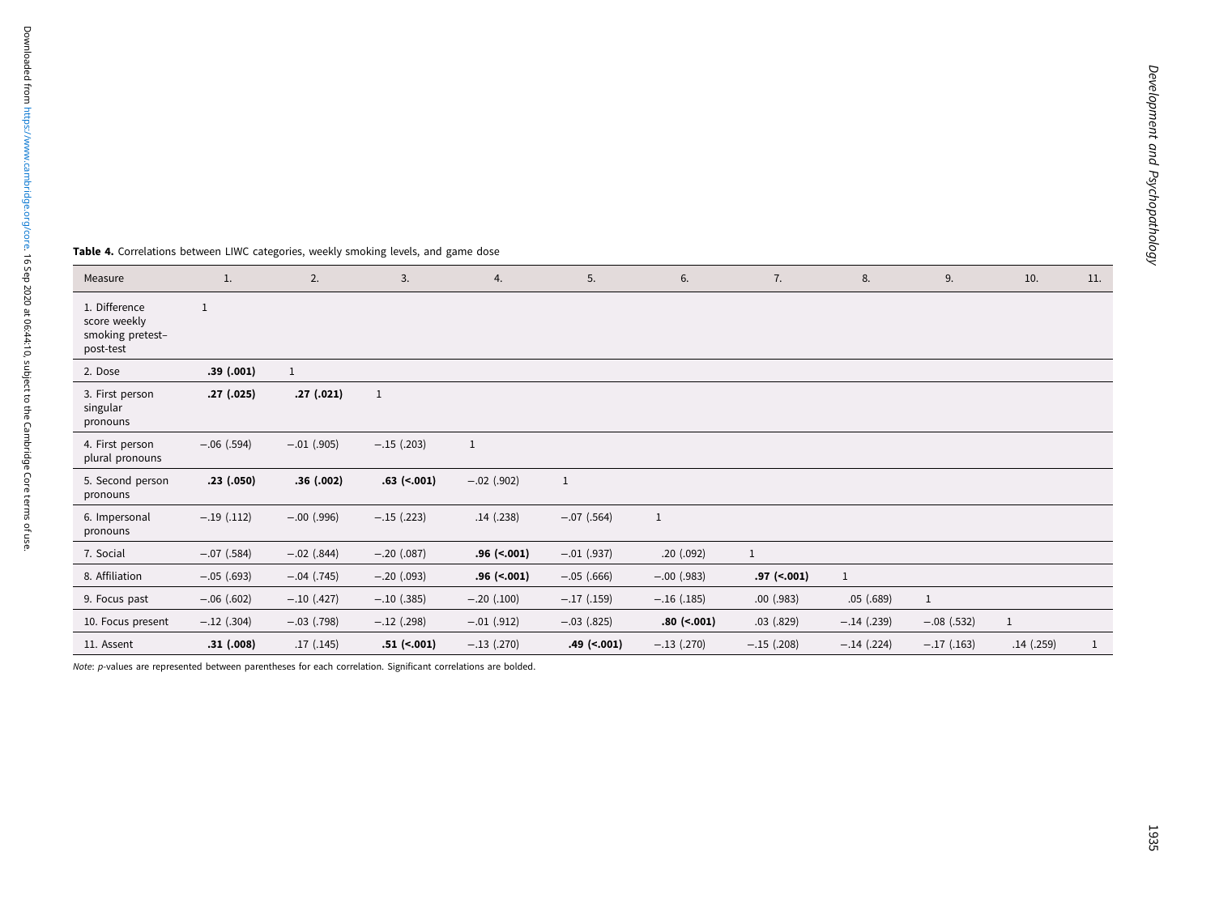**Table 4.** Correlations between LIWC categories, weekly smoking levels, and game dose

| Measure | 1. | 2. | 3. | 4. | 5. | 6. | 7. | 8. | 9. | 10. | 11. |
|---|---|---|---|---|---|---|---|---|---|---|---|
| 1. Difference score weekly smoking pretest–post-test | 1 | | | | | | | | | | |
| 2. Dose | **.39 (.001)** | 1 | | | | | | | | | |
| 3. First person singular pronouns | **.27 (.025)** | **.27 (.021)** | 1 | | | | | | | | |
| 4. First person plural pronouns | −.06 (.594) | −.01 (.905) | −.15 (.203) | 1 | | | | | | | |
| 5. Second person pronouns | **.23 (.050)** | **.36 (.002)** | **.63 (<.001)** | −.02 (.902) | 1 | | | | | | |
| 6. Impersonal pronouns | −.19 (.112) | −.00 (.996) | −.15 (.223) | .14 (.238) | −.07 (.564) | 1 | | | | | |
| 7. Social | −.07 (.584) | −.02 (.844) | −.20 (.087) | **.96 (<.001)** | −.01 (.937) | .20 (.092) | 1 | | | | |
| 8. Affiliation | −.05 (.693) | −.04 (.745) | −.20 (.093) | **.96 (<.001)** | −.05 (.666) | −.00 (.983) | **.97 (<.001)** | 1 | | | |
| 9. Focus past | −.06 (.602) | −.10 (.427) | −.10 (.385) | −.20 (.100) | −.17 (.159) | −.16 (.185) | .00 (.983) | .05 (.689) | 1 | | |
| 10. Focus present | −.12 (.304) | −.03 (.798) | −.12 (.298) | −.01 (.912) | −.03 (.825) | **.80 (<.001)** | .03 (.829) | −.14 (.239) | −.08 (.532) | 1 | |
| 11. Assent | **.31 (.008)** | .17 (.145) | **.51 (<.001)** | −.13 (.270) | **.49 (<.001)** | −.13 (.270) | −.15 (.208) | −.14 (.224) | −.17 (.163) | .14 (.259) | 1 |

*Note*: *p*-values are represented between parentheses for each correlation. Significant correlations are bolded.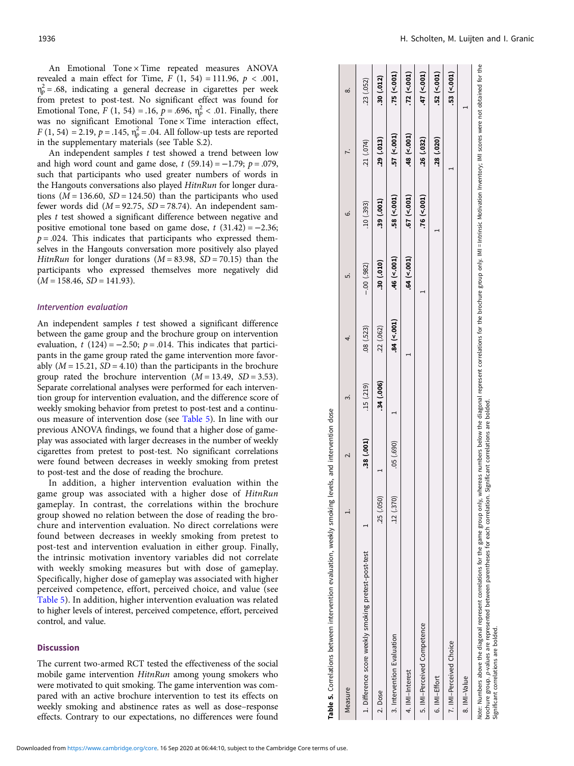An Emotional Tone × Time repeated measures ANOVA revealed a main effect for Time, $F$ (1, 54) = 111.96, $p$ < .001, $\eta_p^2$ = .68, indicating a general decrease in cigarettes per week from pretest to post-test. No significant effect was found for Emotional Tone, $F$ (1, 54) = .16, $p$ = .696, $\eta_p^2$ < .01. Finally, there was no significant Emotional Tone × Time interaction effect, $F$ (1, 54) = 2.19, $p$ = .145, $\eta_p^2$ = .04. All follow-up tests are reported in the supplementary materials (see Table S.2).

An independent samples $t$ test showed a trend between low and high word count and game dose, $t$ (59.14) = −1.79; $p$ = .079, such that participants who used greater numbers of words in the Hangouts conversations also played *HitnRun* for longer durations ($M$ = 136.60, $SD$ = 124.50) than the participants who used fewer words did ($M$ = 92.75, $SD$ = 78.74). An independent samples $t$ test showed a significant difference between negative and positive emotional tone based on game dose, $t$ (31.42) = −2.36; $p$ = .024. This indicates that participants who expressed themselves in the Hangouts conversation more positively also played *HitnRun* for longer durations ($M$ = 83.98, $SD$ = 70.15) than the participants who expressed themselves more negatively did ($M$ = 158.46, $SD$ = 141.93).

### Intervention evaluation

An independent samples $t$ test showed a significant difference between the game group and the brochure group on intervention evaluation, $t$ (124) = −2.50; $p$ = .014. This indicates that participants in the game group rated the game intervention more favorably ($M$ = 15.21, $SD$ = 4.10) than the participants in the brochure group rated the brochure intervention ($M$ = 13.49, $SD$ = 3.53). Separate correlational analyses were performed for each intervention group for intervention evaluation, and the difference score of weekly smoking behavior from pretest to post-test and a continuous measure of intervention dose (see Table 5). In line with our previous ANOVA findings, we found that a higher dose of gameplay was associated with larger decreases in the number of weekly cigarettes from pretest to post-test. No significant correlations were found between decreases in weekly smoking from pretest to post-test and the dose of reading the brochure.

In addition, a higher intervention evaluation within the game group was associated with a higher dose of *HitnRun* gameplay. In contrast, the correlations within the brochure group showed no relation between the dose of reading the brochure and intervention evaluation. No direct correlations were found between decreases in weekly smoking from pretest to post-test and intervention evaluation in either group. Finally, the intrinsic motivation inventory variables did not correlate with weekly smoking measures but with dose of gameplay. Specifically, higher dose of gameplay was associated with higher perceived competence, effort, perceived choice, and value (see Table 5). In addition, higher intervention evaluation was related to higher levels of interest, perceived competence, effort, perceived control, and value.

**Table 5.** Correlations between intervention evaluation, weekly smoking levels, and intervention dose

| Measure | 1. | 2. | 3. | 4. | 5. | 6. | 7. | 8. |
|---|---|---|---|---|---|---|---|---|
| 1. Difference score weekly smoking pretest–post-test | 1 | **.38 (.001)** | .15 (.219) | .08 (.523) | −.00 (.982) | .10 (.393) | .21 (.074) | .23 (.052) |
| 2. Dose | .25 (.050) | 1 | **.34 (.006)** | .22 (.062) | **.30 (.010)** | **.39 (.001)** | **.29 (.013)** | **.30 (.012)** |
| 3. Intervention Evaluation | .12 (.370) | .05 (.690) | 1 | **.84 (<.001)** | **.46 (<.001)** | **.58 (<.001)** | **.57 (<.001)** | **.75 (<.001)** |
| 4. IMI–Interest | | | | 1 | **.64 (<.001)** | **.67 (<.001)** | **.48 (<.001)** | **.72 (<.001)** |
| 5. IMI–Perceived Competence | | | | | 1 | **.76 (<.001)** | **.26 (.032)** | **.47 (<.001)** |
| 6. IMI–Effort | | | | | | 1 | **.28 (.020)** | **.52 (<.001)** |
| 7. IMI–Perceived Choice | | | | | | | 1 | **.53 (<.001)** |
| 8. IMI–Value | | | | | | | | 1 |

*Note*: Numbers above the diagonal represent correlations for the game group only, whereas numbers below the diagonal represent correlations for the brochure group only. IMI = Intrinsic Motivation Inventory; IMI scores were not obtained for the brochure group. $p$-values are represented between parentheses for each correlation. Significant correlations are bolded.

## Discussion

The current two-armed RCT tested the effectiveness of the social mobile game intervention *HitnRun* among young smokers who were motivated to quit smoking. The game intervention was compared with an active brochure intervention to test its effects on weekly smoking and abstinence rates as well as dose–response effects. Contrary to our expectations, no differences were found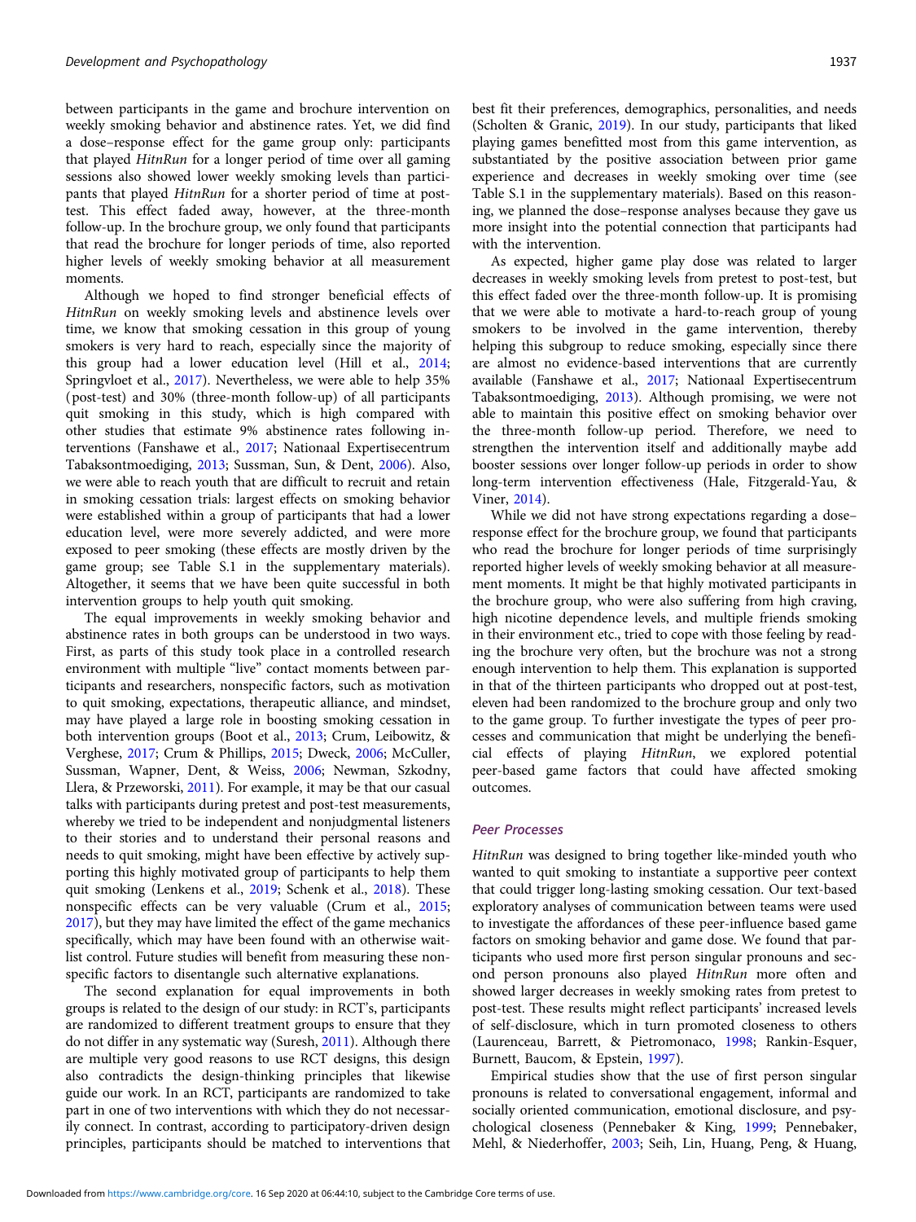between participants in the game and brochure intervention on weekly smoking behavior and abstinence rates. Yet, we did find a dose–response effect for the game group only: participants that played *HitnRun* for a longer period of time over all gaming sessions also showed lower weekly smoking levels than participants that played *HitnRun* for a shorter period of time at post-test. This effect faded away, however, at the three-month follow-up. In the brochure group, we only found that participants that read the brochure for longer periods of time, also reported higher levels of weekly smoking behavior at all measurement moments.

Although we hoped to find stronger beneficial effects of *HitnRun* on weekly smoking levels and abstinence levels over time, we know that smoking cessation in this group of young smokers is very hard to reach, especially since the majority of this group had a lower education level (Hill et al., 2014; Springvloet et al., 2017). Nevertheless, we were able to help 35% (post-test) and 30% (three-month follow-up) of all participants quit smoking in this study, which is high compared with other studies that estimate 9% abstinence rates following interventions (Fanshawe et al., 2017; Nationaal Expertisecentrum Tabaksontmoediging, 2013; Sussman, Sun, & Dent, 2006). Also, we were able to reach youth that are difficult to recruit and retain in smoking cessation trials: largest effects on smoking behavior were established within a group of participants that had a lower education level, were more severely addicted, and were more exposed to peer smoking (these effects are mostly driven by the game group; see Table S.1 in the supplementary materials). Altogether, it seems that we have been quite successful in both intervention groups to help youth quit smoking.

The equal improvements in weekly smoking behavior and abstinence rates in both groups can be understood in two ways. First, as parts of this study took place in a controlled research environment with multiple "live" contact moments between participants and researchers, nonspecific factors, such as motivation to quit smoking, expectations, therapeutic alliance, and mindset, may have played a large role in boosting smoking cessation in both intervention groups (Boot et al., 2013; Crum, Leibowitz, & Verghese, 2017; Crum & Phillips, 2015; Dweck, 2006; McCuller, Sussman, Wapner, Dent, & Weiss, 2006; Newman, Szkodny, Llera, & Przeworski, 2011). For example, it may be that our casual talks with participants during pretest and post-test measurements, whereby we tried to be independent and nonjudgmental listeners to their stories and to understand their personal reasons and needs to quit smoking, might have been effective by actively supporting this highly motivated group of participants to help them quit smoking (Lenkens et al., 2019; Schenk et al., 2018). These nonspecific effects can be very valuable (Crum et al., 2015; 2017), but they may have limited the effect of the game mechanics specifically, which may have been found with an otherwise wait-list control. Future studies will benefit from measuring these nonspecific factors to disentangle such alternative explanations.

The second explanation for equal improvements in both groups is related to the design of our study: in RCT's, participants are randomized to different treatment groups to ensure that they do not differ in any systematic way (Suresh, 2011). Although there are multiple very good reasons to use RCT designs, this design also contradicts the design-thinking principles that likewise guide our work. In an RCT, participants are randomized to take part in one of two interventions with which they do not necessarily connect. In contrast, according to participatory-driven design principles, participants should be matched to interventions that best fit their preferences, demographics, personalities, and needs (Scholten & Granic, 2019). In our study, participants that liked playing games benefitted most from this game intervention, as substantiated by the positive association between prior game experience and decreases in weekly smoking over time (see Table S.1 in the supplementary materials). Based on this reasoning, we planned the dose–response analyses because they gave us more insight into the potential connection that participants had with the intervention.

As expected, higher game play dose was related to larger decreases in weekly smoking levels from pretest to post-test, but this effect faded over the three-month follow-up. It is promising that we were able to motivate a hard-to-reach group of young smokers to be involved in the game intervention, thereby helping this subgroup to reduce smoking, especially since there are almost no evidence-based interventions that are currently available (Fanshawe et al., 2017; Nationaal Expertisecentrum Tabaksontmoediging, 2013). Although promising, we were not able to maintain this positive effect on smoking behavior over the three-month follow-up period. Therefore, we need to strengthen the intervention itself and additionally maybe add booster sessions over longer follow-up periods in order to show long-term intervention effectiveness (Hale, Fitzgerald-Yau, & Viner, 2014).

While we did not have strong expectations regarding a dose–response effect for the brochure group, we found that participants who read the brochure for longer periods of time surprisingly reported higher levels of weekly smoking behavior at all measurement moments. It might be that highly motivated participants in the brochure group, who were also suffering from high craving, high nicotine dependence levels, and multiple friends smoking in their environment etc., tried to cope with those feeling by reading the brochure very often, but the brochure was not a strong enough intervention to help them. This explanation is supported in that of the thirteen participants who dropped out at post-test, eleven had been randomized to the brochure group and only two to the game group. To further investigate the types of peer processes and communication that might be underlying the beneficial effects of playing *HitnRun*, we explored potential peer-based game factors that could have affected smoking outcomes.

### Peer Processes

*HitnRun* was designed to bring together like-minded youth who wanted to quit smoking to instantiate a supportive peer context that could trigger long-lasting smoking cessation. Our text-based exploratory analyses of communication between teams were used to investigate the affordances of these peer-influence based game factors on smoking behavior and game dose. We found that participants who used more first person singular pronouns and second person pronouns also played *HitnRun* more often and showed larger decreases in weekly smoking rates from pretest to post-test. These results might reflect participants' increased levels of self-disclosure, which in turn promoted closeness to others (Laurenceau, Barrett, & Pietromonaco, 1998; Rankin-Esquer, Burnett, Baucom, & Epstein, 1997).

Empirical studies show that the use of first person singular pronouns is related to conversational engagement, informal and socially oriented communication, emotional disclosure, and psychological closeness (Pennebaker & King, 1999; Pennebaker, Mehl, & Niederhoffer, 2003; Seih, Lin, Huang, Peng, & Huang,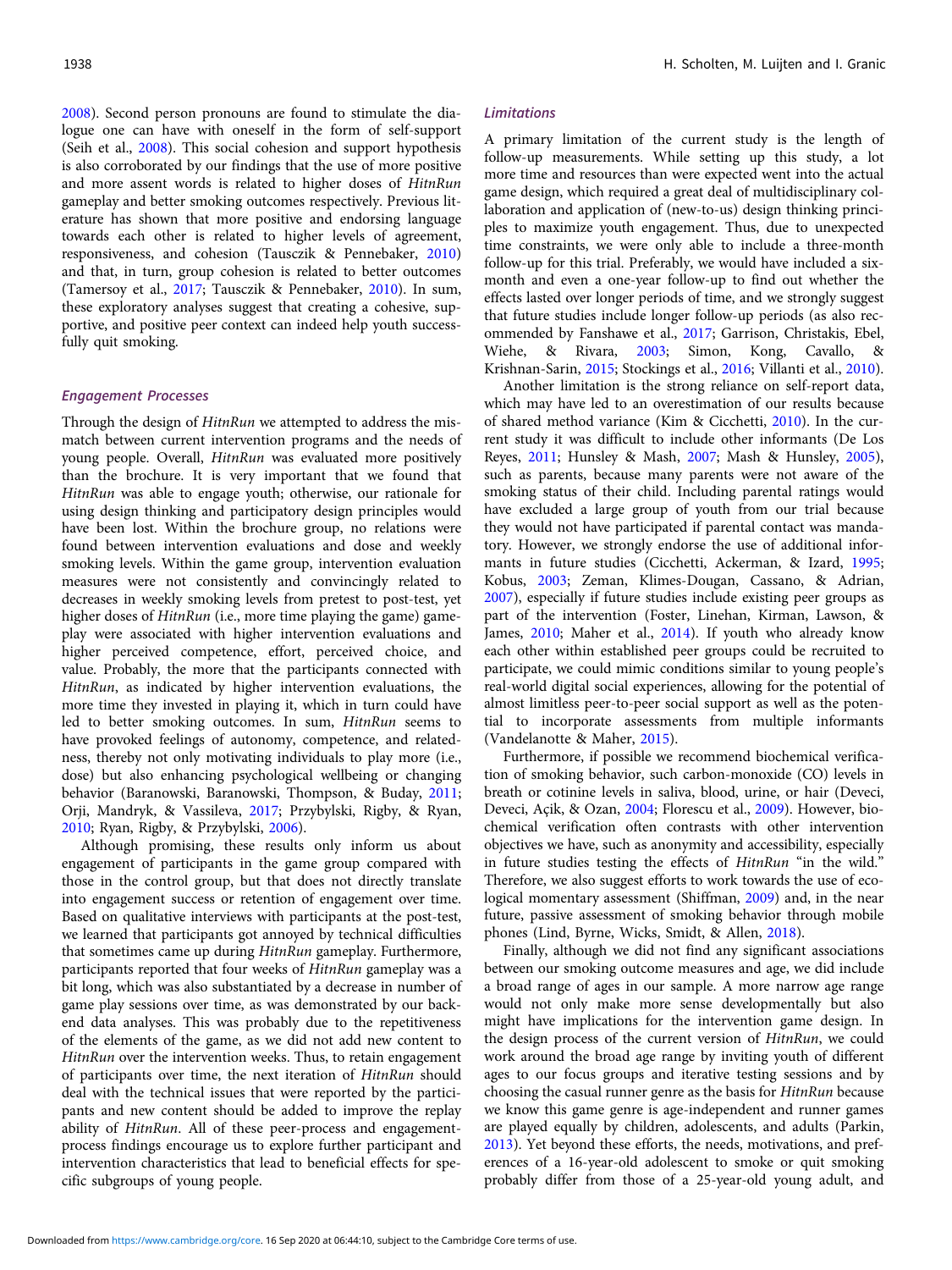2008). Second person pronouns are found to stimulate the dialogue one can have with oneself in the form of self-support (Seih et al., 2008). This social cohesion and support hypothesis is also corroborated by our findings that the use of more positive and more assent words is related to higher doses of *HitnRun* gameplay and better smoking outcomes respectively. Previous literature has shown that more positive and endorsing language towards each other is related to higher levels of agreement, responsiveness, and cohesion (Tausczik & Pennebaker, 2010) and that, in turn, group cohesion is related to better outcomes (Tamersoy et al., 2017; Tausczik & Pennebaker, 2010). In sum, these exploratory analyses suggest that creating a cohesive, supportive, and positive peer context can indeed help youth successfully quit smoking.

### Engagement Processes

Through the design of *HitnRun* we attempted to address the mismatch between current intervention programs and the needs of young people. Overall, *HitnRun* was evaluated more positively than the brochure. It is very important that we found that *HitnRun* was able to engage youth; otherwise, our rationale for using design thinking and participatory design principles would have been lost. Within the brochure group, no relations were found between intervention evaluations and dose and weekly smoking levels. Within the game group, intervention evaluation measures were not consistently and convincingly related to decreases in weekly smoking levels from pretest to post-test, yet higher doses of *HitnRun* (i.e., more time playing the game) gameplay were associated with higher intervention evaluations and higher perceived competence, effort, perceived choice, and value. Probably, the more that the participants connected with *HitnRun*, as indicated by higher intervention evaluations, the more time they invested in playing it, which in turn could have led to better smoking outcomes. In sum, *HitnRun* seems to have provoked feelings of autonomy, competence, and relatedness, thereby not only motivating individuals to play more (i.e., dose) but also enhancing psychological wellbeing or changing behavior (Baranowski, Baranowski, Thompson, & Buday, 2011; Orji, Mandryk, & Vassileva, 2017; Przybylski, Rigby, & Ryan, 2010; Ryan, Rigby, & Przybylski, 2006).

Although promising, these results only inform us about engagement of participants in the game group compared with those in the control group, but that does not directly translate into engagement success or retention of engagement over time. Based on qualitative interviews with participants at the post-test, we learned that participants got annoyed by technical difficulties that sometimes came up during *HitnRun* gameplay. Furthermore, participants reported that four weeks of *HitnRun* gameplay was a bit long, which was also substantiated by a decrease in number of game play sessions over time, as was demonstrated by our backend data analyses. This was probably due to the repetitiveness of the elements of the game, as we did not add new content to *HitnRun* over the intervention weeks. Thus, to retain engagement of participants over time, the next iteration of *HitnRun* should deal with the technical issues that were reported by the participants and new content should be added to improve the replay ability of *HitnRun*. All of these peer-process and engagement-process findings encourage us to explore further participant and intervention characteristics that lead to beneficial effects for specific subgroups of young people.

### Limitations

A primary limitation of the current study is the length of follow-up measurements. While setting up this study, a lot more time and resources than were expected went into the actual game design, which required a great deal of multidisciplinary collaboration and application of (new-to-us) design thinking principles to maximize youth engagement. Thus, due to unexpected time constraints, we were only able to include a three-month follow-up for this trial. Preferably, we would have included a six-month and even a one-year follow-up to find out whether the effects lasted over longer periods of time, and we strongly suggest that future studies include longer follow-up periods (as also recommended by Fanshawe et al., 2017; Garrison, Christakis, Ebel, Wiehe, & Rivara, 2003; Simon, Kong, Cavallo, & Krishnan-Sarin, 2015; Stockings et al., 2016; Villanti et al., 2010).

Another limitation is the strong reliance on self-report data, which may have led to an overestimation of our results because of shared method variance (Kim & Cicchetti, 2010). In the current study it was difficult to include other informants (De Los Reyes, 2011; Hunsley & Mash, 2007; Mash & Hunsley, 2005), such as parents, because many parents were not aware of the smoking status of their child. Including parental ratings would have excluded a large group of youth from our trial because they would not have participated if parental contact was mandatory. However, we strongly endorse the use of additional informants in future studies (Cicchetti, Ackerman, & Izard, 1995; Kobus, 2003; Zeman, Klimes-Dougan, Cassano, & Adrian, 2007), especially if future studies include existing peer groups as part of the intervention (Foster, Linehan, Kirman, Lawson, & James, 2010; Maher et al., 2014). If youth who already know each other within established peer groups could be recruited to participate, we could mimic conditions similar to young people's real-world digital social experiences, allowing for the potential of almost limitless peer-to-peer social support as well as the potential to incorporate assessments from multiple informants (Vandelanotte & Maher, 2015).

Furthermore, if possible we recommend biochemical verification of smoking behavior, such carbon-monoxide (CO) levels in breath or cotinine levels in saliva, blood, urine, or hair (Deveci, Deveci, Açik, & Ozan, 2004; Florescu et al., 2009). However, biochemical verification often contrasts with other intervention objectives we have, such as anonymity and accessibility, especially in future studies testing the effects of *HitnRun* "in the wild." Therefore, we also suggest efforts to work towards the use of ecological momentary assessment (Shiffman, 2009) and, in the near future, passive assessment of smoking behavior through mobile phones (Lind, Byrne, Wicks, Smidt, & Allen, 2018).

Finally, although we did not find any significant associations between our smoking outcome measures and age, we did include a broad range of ages in our sample. A more narrow age range would not only make more sense developmentally but also might have implications for the intervention game design. In the design process of the current version of *HitnRun*, we could work around the broad age range by inviting youth of different ages to our focus groups and iterative testing sessions and by choosing the casual runner genre as the basis for *HitnRun* because we know this game genre is age-independent and runner games are played equally by children, adolescents, and adults (Parkin, 2013). Yet beyond these efforts, the needs, motivations, and preferences of a 16-year-old adolescent to smoke or quit smoking probably differ from those of a 25-year-old young adult, and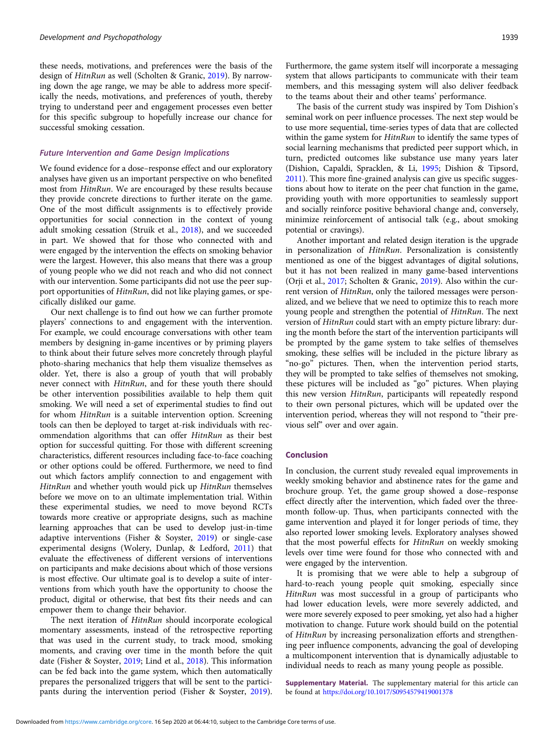these needs, motivations, and preferences were the basis of the design of *HitnRun* as well (Scholten & Granic, 2019). By narrowing down the age range, we may be able to address more specifically the needs, motivations, and preferences of youth, thereby trying to understand peer and engagement processes even better for this specific subgroup to hopefully increase our chance for successful smoking cessation.

### Future Intervention and Game Design Implications

We found evidence for a dose–response effect and our exploratory analyses have given us an important perspective on who benefited most from *HitnRun*. We are encouraged by these results because they provide concrete directions to further iterate on the game. One of the most difficult assignments is to effectively provide opportunities for social connection in the context of young adult smoking cessation (Struik et al., 2018), and we succeeded in part. We showed that for those who connected with and were engaged by the intervention the effects on smoking behavior were the largest. However, this also means that there was a group of young people who we did not reach and who did not connect with our intervention. Some participants did not use the peer support opportunities of *HitnRun*, did not like playing games, or specifically disliked our game.

Our next challenge is to find out how we can further promote players' connections to and engagement with the intervention. For example, we could encourage conversations with other team members by designing in-game incentives or by priming players to think about their future selves more concretely through playful photo-sharing mechanics that help them visualize themselves as older. Yet, there is also a group of youth that will probably never connect with *HitnRun*, and for these youth there should be other intervention possibilities available to help them quit smoking. We will need a set of experimental studies to find out for whom *HitnRun* is a suitable intervention option. Screening tools can then be deployed to target at-risk individuals with recommendation algorithms that can offer *HitnRun* as their best option for successful quitting. For those with different screening characteristics, different resources including face-to-face coaching or other options could be offered. Furthermore, we need to find out which factors amplify connection to and engagement with *HitnRun* and whether youth would pick up *HitnRun* themselves before we move on to an ultimate implementation trial. Within these experimental studies, we need to move beyond RCTs towards more creative or appropriate designs, such as machine learning approaches that can be used to develop just-in-time adaptive interventions (Fisher & Soyster, 2019) or single-case experimental designs (Wolery, Dunlap, & Ledford, 2011) that evaluate the effectiveness of different versions of interventions on participants and make decisions about which of those versions is most effective. Our ultimate goal is to develop a suite of interventions from which youth have the opportunity to choose the product, digital or otherwise, that best fits their needs and can empower them to change their behavior.

The next iteration of *HitnRun* should incorporate ecological momentary assessments, instead of the retrospective reporting that was used in the current study, to track mood, smoking moments, and craving over time in the month before the quit date (Fisher & Soyster, 2019; Lind et al., 2018). This information can be fed back into the game system, which then automatically prepares the personalized triggers that will be sent to the participants during the intervention period (Fisher & Soyster, 2019). Furthermore, the game system itself will incorporate a messaging system that allows participants to communicate with their team members, and this messaging system will also deliver feedback to the teams about their and other teams' performance.

The basis of the current study was inspired by Tom Dishion's seminal work on peer influence processes. The next step would be to use more sequential, time-series types of data that are collected within the game system for *HitnRun* to identify the same types of social learning mechanisms that predicted peer support which, in turn, predicted outcomes like substance use many years later (Dishion, Capaldi, Spracklen, & Li, 1995; Dishion & Tipsord, 2011). This more fine-grained analysis can give us specific suggestions about how to iterate on the peer chat function in the game, providing youth with more opportunities to seamlessly support and socially reinforce positive behavioral change and, conversely, minimize reinforcement of antisocial talk (e.g., about smoking potential or cravings).

Another important and related design iteration is the upgrade in personalization of *HitnRun*. Personalization is consistently mentioned as one of the biggest advantages of digital solutions, but it has not been realized in many game-based interventions (Orji et al., 2017; Scholten & Granic, 2019). Also within the current version of *HitnRun*, only the tailored messages were personalized, and we believe that we need to optimize this to reach more young people and strengthen the potential of *HitnRun*. The next version of *HitnRun* could start with an empty picture library: during the month before the start of the intervention participants will be prompted by the game system to take selfies of themselves smoking, these selfies will be included in the picture library as "no-go" pictures. Then, when the intervention period starts, they will be prompted to take selfies of themselves not smoking, these pictures will be included as "go" pictures. When playing this new version *HitnRun*, participants will repeatedly respond to their own personal pictures, which will be updated over the intervention period, whereas they will not respond to "their previous self" over and over again.

## Conclusion

In conclusion, the current study revealed equal improvements in weekly smoking behavior and abstinence rates for the game and brochure group. Yet, the game group showed a dose–response effect directly after the intervention, which faded over the three-month follow-up. Thus, when participants connected with the game intervention and played it for longer periods of time, they also reported lower smoking levels. Exploratory analyses showed that the most powerful effects for *HitnRun* on weekly smoking levels over time were found for those who connected with and were engaged by the intervention.

It is promising that we were able to help a subgroup of hard-to-reach young people quit smoking, especially since *HitnRun* was most successful in a group of participants who had lower education levels, were more severely addicted, and were more severely exposed to peer smoking, yet also had a higher motivation to change. Future work should build on the potential of *HitnRun* by increasing personalization efforts and strengthening peer influence components, advancing the goal of developing a multicomponent intervention that is dynamically adjustable to individual needs to reach as many young people as possible.

**Supplementary Material.** The supplementary material for this article can be found at https://doi.org/10.1017/S0954579419001378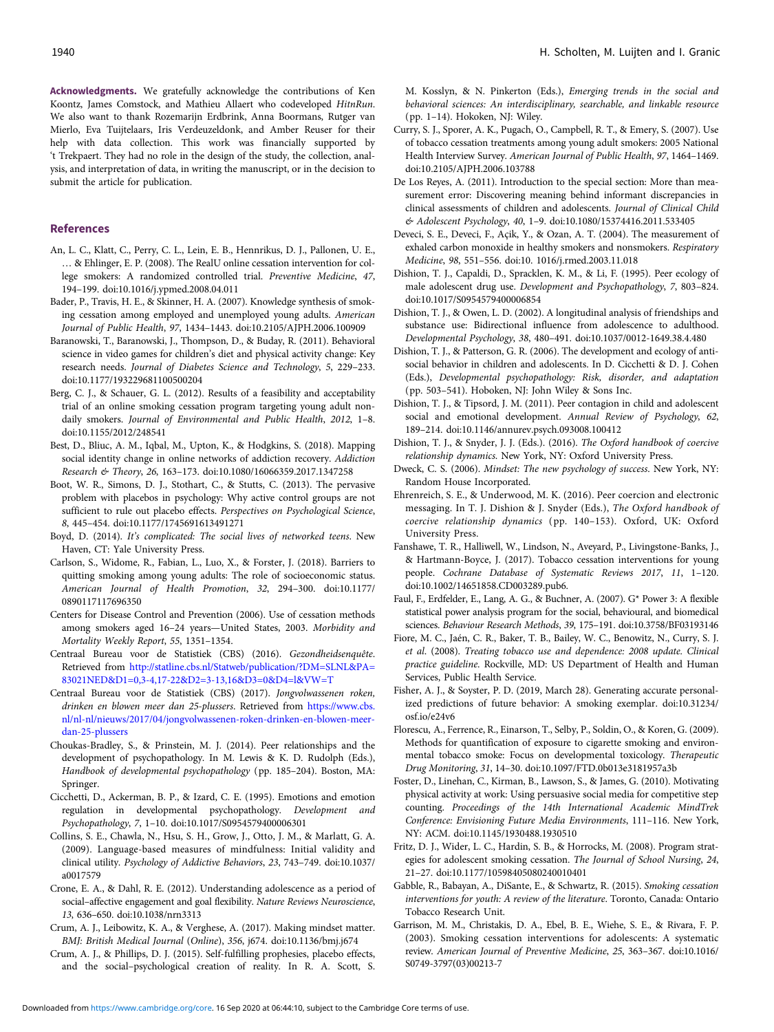**Acknowledgments.** We gratefully acknowledge the contributions of Ken Koontz, James Comstock, and Mathieu Allaert who codeveloped *HitnRun*. We also want to thank Rozemarijn Erdbrink, Anna Boormans, Rutger van Mierlo, Eva Tuijtelaars, Iris Verdeuzeldonk, and Amber Reuser for their help with data collection. This work was financially supported by 't Trekpaert. They had no role in the design of the study, the collection, analysis, and interpretation of data, in writing the manuscript, or in the decision to submit the article for publication.

## References

An, L. C., Klatt, C., Perry, C. L., Lein, E. B., Hennrikus, D. J., Pallonen, U. E., … & Ehlinger, E. P. (2008). The RealU online cessation intervention for college smokers: A randomized controlled trial. *Preventive Medicine*, *47*, 194–199. doi:10.1016/j.ypmed.2008.04.011

Bader, P., Travis, H. E., & Skinner, H. A. (2007). Knowledge synthesis of smoking cessation among employed and unemployed young adults. *American Journal of Public Health*, *97*, 1434–1443. doi:10.2105/AJPH.2006.100909

Baranowski, T., Baranowski, J., Thompson, D., & Buday, R. (2011). Behavioral science in video games for children's diet and physical activity change: Key research needs. *Journal of Diabetes Science and Technology*, *5*, 229–233. doi:10.1177/193229681100500204

Berg, C. J., & Schauer, G. L. (2012). Results of a feasibility and acceptability trial of an online smoking cessation program targeting young adult nondaily smokers. *Journal of Environmental and Public Health*, *2012*, 1–8. doi:10.1155/2012/248541

Best, D., Bliuc, A. M., Iqbal, M., Upton, K., & Hodgkins, S. (2018). Mapping social identity change in online networks of addiction recovery. *Addiction Research & Theory*, *26*, 163–173. doi:10.1080/16066359.2017.1347258

Boot, W. R., Simons, D. J., Stothart, C., & Stutts, C. (2013). The pervasive problem with placebos in psychology: Why active control groups are not sufficient to rule out placebo effects. *Perspectives on Psychological Science*, *8*, 445–454. doi:10.1177/1745691613491271

Boyd, D. (2014). *It's complicated: The social lives of networked teens*. New Haven, CT: Yale University Press.

Carlson, S., Widome, R., Fabian, L., Luo, X., & Forster, J. (2018). Barriers to quitting smoking among young adults: The role of socioeconomic status. *American Journal of Health Promotion*, *32*, 294–300. doi:10.1177/0890117117696350

Centers for Disease Control and Prevention (2006). Use of cessation methods among smokers aged 16–24 years—United States, 2003. *Morbidity and Mortality Weekly Report*, *55*, 1351–1354.

Centraal Bureau voor de Statistiek (CBS) (2016). *Gezondheidsenquête*. Retrieved from http://statline.cbs.nl/Statweb/publication/?DM=SLNL&PA=83021NED&D1=0,3-4,17-22&D2=3-13,16&D3=0&D4=l&VW=T

Centraal Bureau voor de Statistiek (CBS) (2017). *Jongvolwassenen roken, drinken en blowen meer dan 25-plussers*. Retrieved from https://www.cbs.nl/nl-nl/nieuws/2017/04/jongvolwassenen-roken-drinken-en-blowen-meer-dan-25-plussers

Choukas-Bradley, S., & Prinstein, M. J. (2014). Peer relationships and the development of psychopathology. In M. Lewis & K. D. Rudolph (Eds.), *Handbook of developmental psychopathology* (pp. 185–204). Boston, MA: Springer.

Cicchetti, D., Ackerman, B. P., & Izard, C. E. (1995). Emotions and emotion regulation in developmental psychopathology. *Development and Psychopathology*, *7*, 1–10. doi:10.1017/S0954579400006301

Collins, S. E., Chawla, N., Hsu, S. H., Grow, J., Otto, J. M., & Marlatt, G. A. (2009). Language-based measures of mindfulness: Initial validity and clinical utility. *Psychology of Addictive Behaviors*, *23*, 743–749. doi:10.1037/a0017579

Crone, E. A., & Dahl, R. E. (2012). Understanding adolescence as a period of social–affective engagement and goal flexibility. *Nature Reviews Neuroscience*, *13*, 636–650. doi:10.1038/nrn3313

Crum, A. J., Leibowitz, K. A., & Verghese, A. (2017). Making mindset matter. *BMJ: British Medical Journal* (*Online*), *356*, j674. doi:10.1136/bmj.j674

Crum, A. J., & Phillips, D. J. (2015). Self-fulfilling prophesies, placebo effects, and the social–psychological creation of reality. In R. A. Scott, S. M. Kosslyn, & N. Pinkerton (Eds.), *Emerging trends in the social and behavioral sciences: An interdisciplinary, searchable, and linkable resource* (pp. 1–14). Hokoken, NJ: Wiley.

Curry, S. J., Sporer, A. K., Pugach, O., Campbell, R. T., & Emery, S. (2007). Use of tobacco cessation treatments among young adult smokers: 2005 National Health Interview Survey. *American Journal of Public Health*, *97*, 1464–1469. doi:10.2105/AJPH.2006.103788

De Los Reyes, A. (2011). Introduction to the special section: More than measurement error: Discovering meaning behind informant discrepancies in clinical assessments of children and adolescents. *Journal of Clinical Child & Adolescent Psychology*, *40*, 1–9. doi:10.1080/15374416.2011.533405

Deveci, S. E., Deveci, F., Açik, Y., & Ozan, A. T. (2004). The measurement of exhaled carbon monoxide in healthy smokers and nonsmokers. *Respiratory Medicine*, *98*, 551–556. doi:10. 1016/j.rmed.2003.11.018

Dishion, T. J., Capaldi, D., Spracklen, K. M., & Li, F. (1995). Peer ecology of male adolescent drug use. *Development and Psychopathology*, *7*, 803–824. doi:10.1017/S0954579400006854

Dishion, T. J., & Owen, L. D. (2002). A longitudinal analysis of friendships and substance use: Bidirectional influence from adolescence to adulthood. *Developmental Psychology*, *38*, 480–491. doi:10.1037/0012-1649.38.4.480

Dishion, T. J., & Patterson, G. R. (2006). The development and ecology of antisocial behavior in children and adolescents. In D. Cicchetti & D. J. Cohen (Eds.), *Developmental psychopathology: Risk, disorder, and adaptation* (pp. 503–541). Hoboken, NJ: John Wiley & Sons Inc.

Dishion, T. J., & Tipsord, J. M. (2011). Peer contagion in child and adolescent social and emotional development. *Annual Review of Psychology*, *62*, 189–214. doi:10.1146/annurev.psych.093008.100412

Dishion, T. J., & Snyder, J. J. (Eds.). (2016). *The Oxford handbook of coercive relationship dynamics*. New York, NY: Oxford University Press.

Dweck, C. S. (2006). *Mindset: The new psychology of success*. New York, NY: Random House Incorporated.

Ehrenreich, S. E., & Underwood, M. K. (2016). Peer coercion and electronic messaging. In T. J. Dishion & J. Snyder (Eds.), *The Oxford handbook of coercive relationship dynamics* (pp. 140–153). Oxford, UK: Oxford University Press.

Fanshawe, T. R., Halliwell, W., Lindson, N., Aveyard, P., Livingstone-Banks, J., & Hartmann-Boyce, J. (2017). Tobacco cessation interventions for young people. *Cochrane Database of Systematic Reviews 2017*, *11*, 1–120. doi:10.1002/14651858.CD003289.pub6.

Faul, F., Erdfelder, E., Lang, A. G., & Buchner, A. (2007). G* Power 3: A flexible statistical power analysis program for the social, behavioural, and biomedical sciences. *Behaviour Research Methods*, *39*, 175–191. doi:10.3758/BF03193146

Fiore, M. C., Jaén, C. R., Baker, T. B., Bailey, W. C., Benowitz, N., Curry, S. J. *et al.* (2008). *Treating tobacco use and dependence: 2008 update. Clinical practice guideline*. Rockville, MD: US Department of Health and Human Services, Public Health Service.

Fisher, A. J., & Soyster, P. D. (2019, March 28). Generating accurate personalized predictions of future behavior: A smoking exemplar. doi:10.31234/osf.io/e24v6

Florescu, A., Ferrence, R., Einarson, T., Selby, P., Soldin, O., & Koren, G. (2009). Methods for quantification of exposure to cigarette smoking and environmental tobacco smoke: Focus on developmental toxicology. *Therapeutic Drug Monitoring*, *31*, 14–30. doi:10.1097/FTD.0b013e3181957a3b

Foster, D., Linehan, C., Kirman, B., Lawson, S., & James, G. (2010). Motivating physical activity at work: Using persuasive social media for competitive step counting. *Proceedings of the 14th International Academic MindTrek Conference: Envisioning Future Media Environments*, 111–116. New York, NY: ACM. doi:10.1145/1930488.1930510

Fritz, D. J., Wider, L. C., Hardin, S. B., & Horrocks, M. (2008). Program strategies for adolescent smoking cessation. *The Journal of School Nursing*, *24*, 21–27. doi:10.1177/10598405080240010401

Gabble, R., Babayan, A., DiSante, E., & Schwartz, R. (2015). *Smoking cessation interventions for youth: A review of the literature*. Toronto, Canada: Ontario Tobacco Research Unit.

Garrison, M. M., Christakis, D. A., Ebel, B. E., Wiehe, S. E., & Rivara, F. P. (2003). Smoking cessation interventions for adolescents: A systematic review. *American Journal of Preventive Medicine*, *25*, 363–367. doi:10.1016/S0749-3797(03)00213-7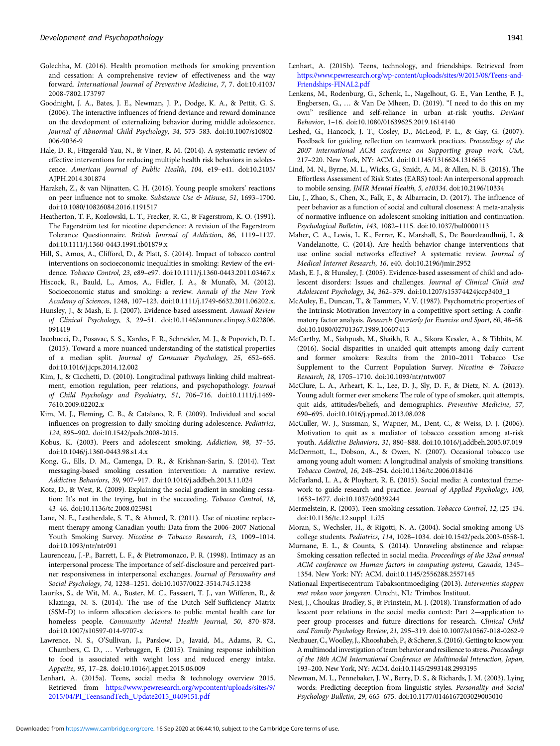Golechha, M. (2016). Health promotion methods for smoking prevention and cessation: A comprehensive review of effectiveness and the way forward. *International Journal of Preventive Medicine*, *7*, 7. doi:10.4103/2008-7802.173797

Goodnight, J. A., Bates, J. E., Newman, J. P., Dodge, K. A., & Pettit, G. S. (2006). The interactive influences of friend deviance and reward dominance on the development of externalizing behavior during middle adolescence. *Journal of Abnormal Child Psychology*, *34*, 573–583. doi:10.1007/s10802-006-9036-9

Hale, D. R., Fitzgerald-Yau, N., & Viner, R. M. (2014). A systematic review of effective interventions for reducing multiple health risk behaviors in adolescence. *American Journal of Public Health*, *104*, e19–e41. doi:10.2105/AJPH.2014.301874

Harakeh, Z., & van Nijnatten, C. H. (2016). Young people smokers' reactions on peer influence not to smoke. *Substance Use & Misuse*, *51*, 1693–1700. doi:10.1080/10826084.2016.1191517

Heatherton, T. F., Kozlowski, L. T., Frecker, R. C., & Fagerstrom, K. O. (1991). The Fagerström test for nicotine dependence: A revision of the Fagerstrom Tolerance Questionnaire. *British Journal of Addiction*, *86*, 1119–1127. doi:10.1111/j.1360-0443.1991.tb01879.x

Hill, S., Amos, A., Clifford, D., & Platt, S. (2014). Impact of tobacco control interventions on socioeconomic inequalities in smoking: Review of the evidence. *Tobacco Control*, *23*, e89–e97. doi:10.1111/j.1360-0443.2011.03467.x

Hiscock, R., Bauld, L., Amos, A., Fidler, J. A., & Munafò, M. (2012). Socioeconomic status and smoking: a review. *Annals of the New York Academy of Sciences*, 1248, 107–123. doi:10.1111/j.1749-6632.2011.06202.x.

Hunsley, J., & Mash, E. J. (2007). Evidence-based assessment. *Annual Review of Clinical Psychology*, *3*, 29–51. doi:10.1146/annurev.clinpsy.3.022806.091419

Iacobucci, D., Posavac, S. S., Kardes, F. R., Schneider, M. J., & Popovich, D. L. (2015). Toward a more nuanced understanding of the statistical properties of a median split. *Journal of Consumer Psychology*, *25*, 652–665. doi:10.1016/j.jcps.2014.12.002

Kim, J., & Cicchetti, D. (2010). Longitudinal pathways linking child maltreatment, emotion regulation, peer relations, and psychopathology. *Journal of Child Psychology and Psychiatry*, *51*, 706–716. doi:10.1111/j.1469-7610.2009.02202.x

Kim, M. J., Fleming, C. B., & Catalano, R. F. (2009). Individual and social influences on progression to daily smoking during adolescence. *Pediatrics*, *124*, 895–902. doi:10.1542/peds.2008-2015.

Kobus, K. (2003). Peers and adolescent smoking. *Addiction, 98*, 37–55. doi:10.1046/j.1360-0443.98.s1.4.x

Kong, G., Ells, D. M., Camenga, D. R., & Krishnan-Sarin, S. (2014). Text messaging-based smoking cessation intervention: A narrative review. *Addictive Behaviors*, *39*, 907–917. doi:10.1016/j.addbeh.2013.11.024

Kotz, D., & West, R. (2009). Explaining the social gradient in smoking cessation: It's not in the trying, but in the succeeding. *Tobacco Control*, *18*, 43–46. doi:10.1136/tc.2008.025981

Lane, N. E., Leatherdale, S. T., & Ahmed, R. (2011). Use of nicotine replacement therapy among Canadian youth: Data from the 2006–2007 National Youth Smoking Survey. *Nicotine & Tobacco Research*, *13*, 1009–1014. doi:10.1093/ntr/ntr091

Laurenceau, J.-P., Barrett, L. F., & Pietromonaco, P. R. (1998). Intimacy as an interpersonal process: The importance of self-disclosure and perceived partner responsiveness in interpersonal exchanges. *Journal of Personality and Social Psychology*, *74*, 1238–1251. doi:10.1037/0022-3514.74.5.1238

Lauriks, S., de Wit, M. A., Buster, M. C., Fassaert, T. J., van Wifferen, R., & Klazinga, N. S. (2014). The use of the Dutch Self-Sufficiency Matrix (SSM-D) to inform allocation decisions to public mental health care for homeless people. *Community Mental Health Journal*, *50*, 870–878. doi:10.1007/s10597-014-9707-x

Lawrence, N. S., O'Sullivan, J., Parslow, D., Javaid, M., Adams, R. C., Chambers, C. D., … Verbruggen, F. (2015). Training response inhibition to food is associated with weight loss and reduced energy intake. *Appetite*, *95*, 17–28. doi:10.1016/j.appet.2015.06.009

Lenhart, A. (2015a). Teens, social media & technology overview 2015. Retrieved from https://www.pewresearch.org/wpcontent/uploads/sites/9/2015/04/PI_TeensandTech_Update2015_0409151.pdf

Lenhart, A. (2015b). Teens, technology, and friendships. Retrieved from https://www.pewresearch.org/wp-content/uploads/sites/9/2015/08/Teens-and-Friendships-FINAL2.pdf

Lenkens, M., Rodenburg, G., Schenk, L., Nagelhout, G. E., Van Lenthe, F. J., Engbersen, G., … & Van De Mheen, D. (2019). "I need to do this on my own" resilience and self-reliance in urban at-risk youths. *Deviant Behavior*, 1–16. doi:10.1080/01639625.2019.1614140

Leshed, G., Hancock, J. T., Cosley, D., McLeod, P. L., & Gay, G. (2007). Feedback for guiding reflection on teamwork practices. *Proceedings of the 2007 international ACM conference on Supporting group work, USA*, 217–220. New York, NY: ACM. doi:10.1145/1316624.1316655

Lind, M. N., Byrne, M. L., Wicks, G., Smidt, A. M., & Allen, N. B. (2018). The Effortless Assessment of Risk States (EARS) tool: An interpersonal approach to mobile sensing. *JMIR Mental Health, 5, e10334*. doi:10.2196/10334

Liu, J., Zhao, S., Chen, X., Falk, E., & Albarracín, D. (2017). The influence of peer behavior as a function of social and cultural closeness: A meta-analysis of normative influence on adolescent smoking initiation and continuation. *Psychological Bulletin*, *143*, 1082–1115. doi:10.1037/bul0000113

Maher, C. A., Lewis, L. K., Ferrar, K., Marshall, S., De Bourdeaudhuij, I., & Vandelanotte, C. (2014). Are health behavior change interventions that use online social networks effective? A systematic review. *Journal of Medical Internet Research*, *16*, e40. doi:10.2196/jmir.2952

Mash, E. J., & Hunsley, J. (2005). Evidence-based assessment of child and adolescent disorders: Issues and challenges. *Journal of Clinical Child and Adolescent Psychology*, *34*, 362–379. doi:10.1207/s15374424jccp3403_1

McAuley, E., Duncan, T., & Tammen, V. V. (1987). Psychometric properties of the Intrinsic Motivation Inventory in a competitive sport setting: A confirmatory factor analysis. *Research Quarterly for Exercise and Sport*, *60*, 48–58. doi:10.1080/02701367.1989.10607413

McCarthy, M., Siahpush, M., Shaikh, R. A., Sikora Kessler, A., & Tibbits, M. (2016). Social disparities in unaided quit attempts among daily current and former smokers: Results from the 2010–2011 Tobacco Use Supplement to the Current Population Survey. *Nicotine & Tobacco Research*, *18*, 1705–1710. doi:10.1093/ntr/ntw007

McClure, L. A., Arheart, K. L., Lee, D. J., Sly, D. F., & Dietz, N. A. (2013). Young adult former ever smokers: The role of type of smoker, quit attempts, quit aids, attitudes/beliefs, and demographics. *Preventive Medicine*, *57*, 690–695. doi:10.1016/j.ypmed.2013.08.028

McCuller, W. J., Sussman, S., Wapner, M., Dent, C., & Weiss, D. J. (2006). Motivation to quit as a mediator of tobacco cessation among at-risk youth. *Addictive Behaviors*, *31*, 880–888. doi:10.1016/j.addbeh.2005.07.019

McDermott, L., Dobson, A., & Owen, N. (2007). Occasional tobacco use among young adult women: A longitudinal analysis of smoking transitions. *Tobacco Control*, *16*, 248–254. doi:10.1136/tc.2006.018416

McFarland, L. A., & Ployhart, R. E. (2015). Social media: A contextual framework to guide research and practice. *Journal of Applied Psychology*, *100*, 1653–1677. doi:10.1037/a0039244

Mermelstein, R. (2003). Teen smoking cessation. *Tobacco Control*, *12*, i25–i34. doi:10.1136/tc.12.suppl_1.i25

Moran, S., Wechsler, H., & Rigotti, N. A. (2004). Social smoking among US college students. *Pediatrics*, *114*, 1028–1034. doi:10.1542/peds.2003-0558-L

Murnane, E. L., & Counts, S. (2014). Unraveling abstinence and relapse: Smoking cessation reflected in social media. *Proceedings of the 32nd annual ACM conference on Human factors in computing systems, Canada*, 1345–1354. New York: ACM. doi:10.1145/2556288.2557145

Nationaal Expertisecentrum Tabaksontmoediging (2013). *Interventies stoppen met roken voor jongeren*. Utrecht, NL: Trimbos Instituut.

Nesi, J., Choukas-Bradley, S., & Prinstein, M. J. (2018). Transformation of adolescent peer relations in the social media context: Part 2—application to peer group processes and future directions for research. *Clinical Child and Family Psychology Review*, *21*, 295–319. doi:10.1007/s10567-018-0262-9

Neubauer, C., Woolley, J., Khooshabeh, P., & Scherer, S. (2016). Getting to know you: A multimodal investigation of team behavior and resilience to stress. *Proceedings of the 18th ACM International Conference on Multimodal Interaction, Japan*, 193–200. New York, NY: ACM. doi:10.1145/2993148.2993195

Newman, M. L., Pennebaker, J. W., Berry, D. S., & Richards, J. M. (2003). Lying words: Predicting deception from linguistic styles. *Personality and Social Psychology Bulletin*, *29*, 665–675. doi:10.1177/0146167203029005010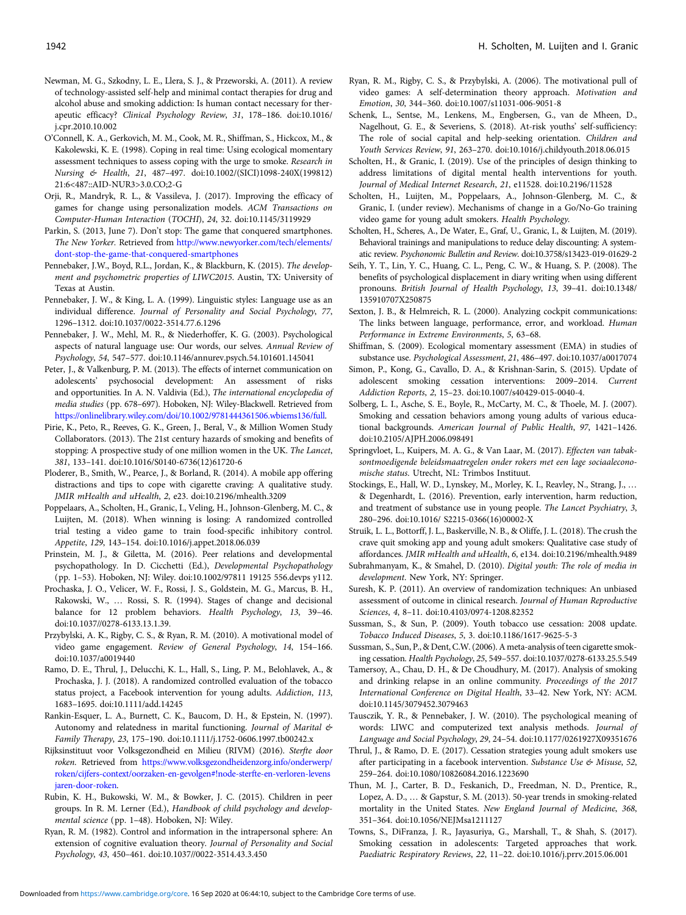Newman, M. G., Szkodny, L. E., Llera, S. J., & Przeworski, A. (2011). A review of technology-assisted self-help and minimal contact therapies for drug and alcohol abuse and smoking addiction: Is human contact necessary for therapeutic efficacy? *Clinical Psychology Review*, *31*, 178–186. doi:10.1016/j.cpr.2010.10.002

O'Connell, K. A., Gerkovich, M. M., Cook, M. R., Shiffman, S., Hickcox, M., & Kakolewski, K. E. (1998). Coping in real time: Using ecological momentary assessment techniques to assess coping with the urge to smoke. *Research in Nursing & Health*, *21*, 487–497. doi:10.1002/(SICI)1098-240X(199812)21:6<487::AID-NUR3>3.0.CO;2-G

Orji, R., Mandryk, R. L., & Vassileva, J. (2017). Improving the efficacy of games for change using personalization models. *ACM Transactions on Computer-Human Interaction* (*TOCHI*), *24*, 32. doi:10.1145/3119929

Parkin, S. (2013, June 7). Don't stop: The game that conquered smartphones. *The New Yorker*. Retrieved from http://www.newyorker.com/tech/elements/dont-stop-the-game-that-conquered-smartphones

Pennebaker, J.W., Boyd, R.L., Jordan, K., & Blackburn, K. (2015). *The development and psychometric properties of LIWC2015*. Austin, TX: University of Texas at Austin.

Pennebaker, J. W., & King, L. A. (1999). Linguistic styles: Language use as an individual difference. *Journal of Personality and Social Psychology*, *77*, 1296–1312. doi:10.1037/0022-3514.77.6.1296

Pennebaker, J. W., Mehl, M. R., & Niederhoffer, K. G. (2003). Psychological aspects of natural language use: Our words, our selves. *Annual Review of Psychology*, *54*, 547–577. doi:10.1146/annurev.psych.54.101601.145041

Peter, J., & Valkenburg, P. M. (2013). The effects of internet communication on adolescents' psychosocial development: An assessment of risks and opportunities. In A. N. Valdivia (Ed.), *The international encyclopedia of media studies* (pp. 678–697). Hoboken, NJ: Wiley-Blackwell. Retrieved from https://onlinelibrary.wiley.com/doi/10.1002/9781444361506.wbiems136/full.

Pirie, K., Peto, R., Reeves, G. K., Green, J., Beral, V., & Million Women Study Collaborators. (2013). The 21st century hazards of smoking and benefits of stopping: A prospective study of one million women in the UK. *The Lancet*, *381*, 133–141. doi:10.1016/S0140-6736(12)61720-6

Ploderer, B., Smith, W., Pearce, J., & Borland, R. (2014). A mobile app offering distractions and tips to cope with cigarette craving: A qualitative study. *JMIR mHealth and uHealth*, *2*, e23. doi:10.2196/mhealth.3209

Poppelaars, A., Scholten, H., Granic, I., Veling, H., Johnson-Glenberg, M. C., & Luijten, M. (2018). When winning is losing: A randomized controlled trial testing a video game to train food-specific inhibitory control. *Appetite*, *129*, 143–154. doi:10.1016/j.appet.2018.06.039

Prinstein, M. J., & Giletta, M. (2016). Peer relations and developmental psychopathology. In D. Cicchetti (Ed.), *Developmental Psychopathology* (pp. 1–53). Hoboken, NJ: Wiley. doi:10.1002/97811 19125 556.devps y112.

Prochaska, J. O., Velicer, W. F., Rossi, J. S., Goldstein, M. G., Marcus, B. H., Rakowski, W., … Rossi, S. R. (1994). Stages of change and decisional balance for 12 problem behaviors. *Health Psychology*, *13*, 39–46. doi:10.1037//0278-6133.13.1.39.

Przybylski, A. K., Rigby, C. S., & Ryan, R. M. (2010). A motivational model of video game engagement. *Review of General Psychology*, *14*, 154–166. doi:10.1037/a0019440

Ramo, D. E., Thrul, J., Delucchi, K. L., Hall, S., Ling, P. M., Belohlavek, A., & Prochaska, J. J. (2018). A randomized controlled evaluation of the tobacco status project, a Facebook intervention for young adults. *Addiction*, *113*, 1683–1695. doi:10.1111/add.14245

Rankin-Esquer, L. A., Burnett, C. K., Baucom, D. H., & Epstein, N. (1997). Autonomy and relatedness in marital functioning. *Journal of Marital & Family Therapy*, *23*, 175–190. doi:10.1111/j.1752-0606.1997.tb00242.x

Rijksinstituut voor Volksgezondheid en Milieu (RIVM) (2016). *Sterfte door roken*. Retrieved from https://www.volksgezondheidenzorg.info/onderwerp/roken/cijfers-context/oorzaken-en-gevolgen#!node-sterfte-en-verloren-levensjaren-door-roken.

Rubin, K. H., Bukowski, W. M., & Bowker, J. C. (2015). Children in peer groups. In R. M. Lerner (Ed.), *Handbook of child psychology and developmental science* (pp. 1–48). Hoboken, NJ: Wiley.

Ryan, R. M. (1982). Control and information in the intrapersonal sphere: An extension of cognitive evaluation theory. *Journal of Personality and Social Psychology*, *43*, 450–461. doi:10.1037//0022-3514.43.3.450

Ryan, R. M., Rigby, C. S., & Przybylski, A. (2006). The motivational pull of video games: A self-determination theory approach. *Motivation and Emotion*, *30*, 344–360. doi:10.1007/s11031-006-9051-8

Schenk, L., Sentse, M., Lenkens, M., Engbersen, G., van de Mheen, D., Nagelhout, G. E., & Severiens, S. (2018). At-risk youths' self-sufficiency: The role of social capital and help-seeking orientation. *Children and Youth Services Review*, *91*, 263–270. doi:10.1016/j.childyouth.2018.06.015

Scholten, H., & Granic, I. (2019). Use of the principles of design thinking to address limitations of digital mental health interventions for youth. *Journal of Medical Internet Research*, *21*, e11528. doi:10.2196/11528

Scholten, H., Luijten, M., Poppelaars, A., Johnson-Glenberg, M. C., & Granic, I. (under review). Mechanisms of change in a Go/No-Go training video game for young adult smokers. *Health Psychology*.

Scholten, H., Scheres, A., De Water, E., Graf, U., Granic, I., & Luijten, M. (2019). Behavioral trainings and manipulations to reduce delay discounting: A systematic review. *Psychonomic Bulletin and Review*. doi:10.3758/s13423-019-01629-2

Seih, Y. T., Lin, Y. C., Huang, C. L., Peng, C. W., & Huang, S. P. (2008). The benefits of psychological displacement in diary writing when using different pronouns. *British Journal of Health Psychology*, *13*, 39–41. doi:10.1348/135910707X250875

Sexton, J. B., & Helmreich, R. L. (2000). Analyzing cockpit communications: The links between language, performance, error, and workload. *Human Performance in Extreme Environments*, *5*, 63–68.

Shiffman, S. (2009). Ecological momentary assessment (EMA) in studies of substance use. *Psychological Assessment*, *21*, 486–497. doi:10.1037/a0017074

Simon, P., Kong, G., Cavallo, D. A., & Krishnan-Sarin, S. (2015). Update of adolescent smoking cessation interventions: 2009–2014. *Current Addiction Reports*, *2*, 15–23. doi:10.1007/s40429-015-0040-4.

Solberg, L. I., Asche, S. E., Boyle, R., McCarty, M. C., & Thoele, M. J. (2007). Smoking and cessation behaviors among young adults of various educational backgrounds. *American Journal of Public Health*, *97*, 1421–1426. doi:10.2105/AJPH.2006.098491

Springvloet, L., Kuipers, M. A. G., & Van Laar, M. (2017). *Effecten van tabaksontmoedigende beleidsmaatregelen onder rokers met een lage sociaaleconomische status*. Utrecht, NL: Trimbos Instituut.

Stockings, E., Hall, W. D., Lynskey, M., Morley, K. I., Reavley, N., Strang, J., … & Degenhardt, L. (2016). Prevention, early intervention, harm reduction, and treatment of substance use in young people. *The Lancet Psychiatry*, *3*, 280–296. doi:10.1016/ S2215-0366(16)00002-X

Struik, L. L., Bottorff, J. L., Baskerville, N. B., & Oliffe, J. L. (2018). The crush the crave quit smoking app and young adult smokers: Qualitative case study of affordances. *JMIR mHealth and uHealth*, *6*, e134. doi:10.2196/mhealth.9489

Subrahmanyam, K., & Smahel, D. (2010). *Digital youth: The role of media in development*. New York, NY: Springer.

Suresh, K. P. (2011). An overview of randomization techniques: An unbiased assessment of outcome in clinical research. *Journal of Human Reproductive Sciences*, *4*, 8–11. doi:10.4103/0974-1208.82352

Sussman, S., & Sun, P. (2009). Youth tobacco use cessation: 2008 update. *Tobacco Induced Diseases*, *5*, 3. doi:10.1186/1617-9625-5-3

Sussman, S., Sun, P., & Dent, C.W. (2006). A meta-analysis of teen cigarette smoking cessation. *Health Psychology*, *25*, 549–557. doi:10.1037/0278-6133.25.5.549

Tamersoy, A., Chau, D. H., & De Choudhury, M. (2017). Analysis of smoking and drinking relapse in an online community. *Proceedings of the 2017 International Conference on Digital Health*, 33–42. New York, NY: ACM. doi:10.1145/3079452.3079463

Tausczik, Y. R., & Pennebaker, J. W. (2010). The psychological meaning of words: LIWC and computerized text analysis methods. *Journal of Language and Social Psychology*, *29*, 24–54. doi:10.1177/0261927X09351676

Thrul, J., & Ramo, D. E. (2017). Cessation strategies young adult smokers use after participating in a facebook intervention. *Substance Use & Misuse*, *52*, 259–264. doi:10.1080/10826084.2016.1223690

Thun, M. J., Carter, B. D., Feskanich, D., Freedman, N. D., Prentice, R., Lopez, A. D., … & Gapstur, S. M. (2013). 50-year trends in smoking-related mortality in the United States. *New England Journal of Medicine*, *368*, 351–364. doi:10.1056/NEJMsa1211127

Towns, S., DiFranza, J. R., Jayasuriya, G., Marshall, T., & Shah, S. (2017). Smoking cessation in adolescents: Targeted approaches that work. *Paediatric Respiratory Reviews*, *22*, 11–22. doi:10.1016/j.prrv.2015.06.001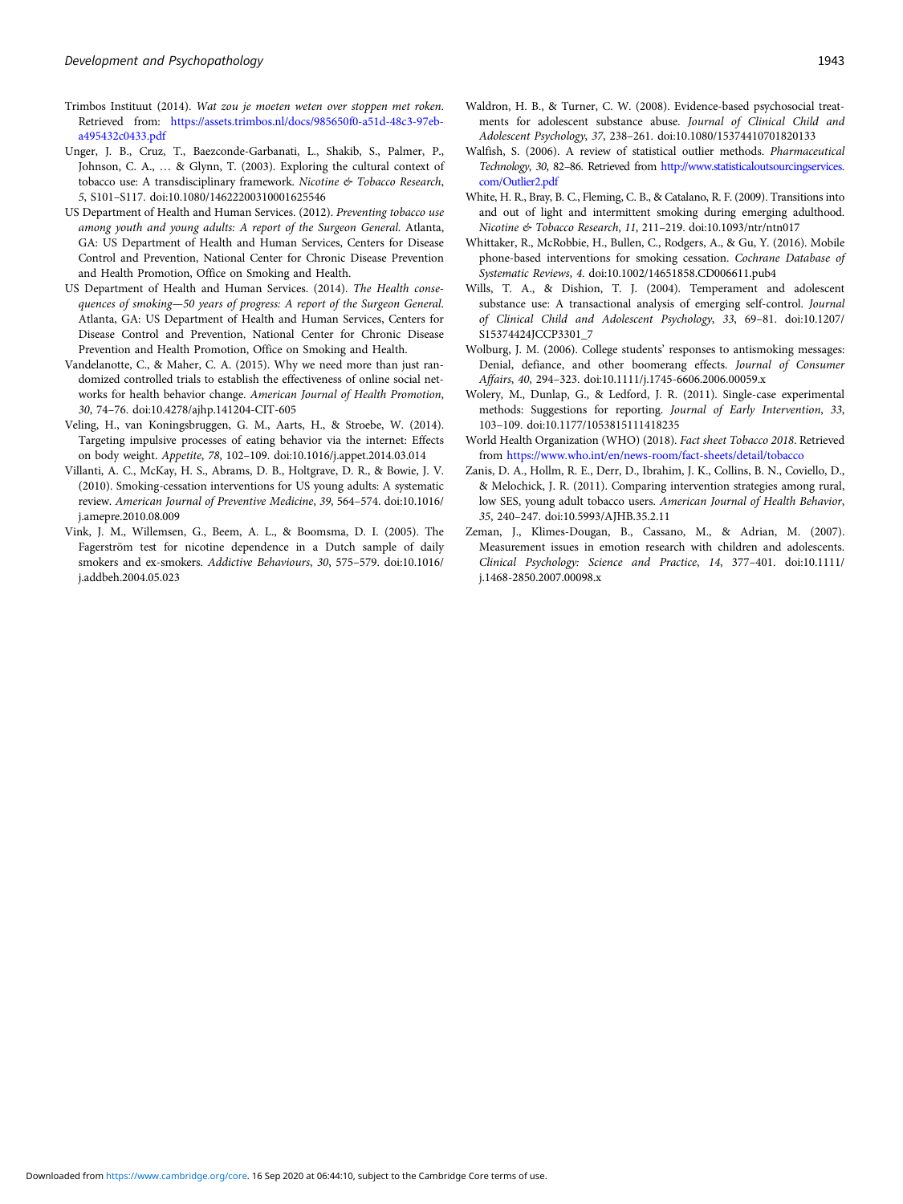Trimbos Instituut (2014). *Wat zou je moeten weten over stoppen met roken*. Retrieved from: https://assets.trimbos.nl/docs/985650f0-a51d-48c3-97eb-a495432c0433.pdf

Unger, J. B., Cruz, T., Baezconde-Garbanati, L., Shakib, S., Palmer, P., Johnson, C. A., … & Glynn, T. (2003). Exploring the cultural context of tobacco use: A transdisciplinary framework. *Nicotine & Tobacco Research*, *5*, S101–S117. doi:10.1080/14622200310001625546

US Department of Health and Human Services. (2012). *Preventing tobacco use among youth and young adults: A report of the Surgeon General.* Atlanta, GA: US Department of Health and Human Services, Centers for Disease Control and Prevention, National Center for Chronic Disease Prevention and Health Promotion, Office on Smoking and Health.

US Department of Health and Human Services. (2014). *The Health consequences of smoking—50 years of progress: A report of the Surgeon General.* Atlanta, GA: US Department of Health and Human Services, Centers for Disease Control and Prevention, National Center for Chronic Disease Prevention and Health Promotion, Office on Smoking and Health.

Vandelanotte, C., & Maher, C. A. (2015). Why we need more than just randomized controlled trials to establish the effectiveness of online social networks for health behavior change. *American Journal of Health Promotion*, *30*, 74–76. doi:10.4278/ajhp.141204-CIT-605

Veling, H., van Koningsbruggen, G. M., Aarts, H., & Stroebe, W. (2014). Targeting impulsive processes of eating behavior via the internet: Effects on body weight. *Appetite*, *78*, 102–109. doi:10.1016/j.appet.2014.03.014

Villanti, A. C., McKay, H. S., Abrams, D. B., Holtgrave, D. R., & Bowie, J. V. (2010). Smoking-cessation interventions for US young adults: A systematic review. *American Journal of Preventive Medicine*, *39*, 564–574. doi:10.1016/j.amepre.2010.08.009

Vink, J. M., Willemsen, G., Beem, A. L., & Boomsma, D. I. (2005). The Fagerström test for nicotine dependence in a Dutch sample of daily smokers and ex-smokers. *Addictive Behaviours*, *30*, 575–579. doi:10.1016/j.addbeh.2004.05.023

Waldron, H. B., & Turner, C. W. (2008). Evidence-based psychosocial treatments for adolescent substance abuse. *Journal of Clinical Child and Adolescent Psychology*, *37*, 238–261. doi:10.1080/15374410701820133

Walfish, S. (2006). A review of statistical outlier methods. *Pharmaceutical Technology*, *30*, 82–86. Retrieved from http://www.statisticaloutsourcingservices.com/Outlier2.pdf

White, H. R., Bray, B. C., Fleming, C. B., & Catalano, R. F. (2009). Transitions into and out of light and intermittent smoking during emerging adulthood. *Nicotine & Tobacco Research*, *11*, 211–219. doi:10.1093/ntr/ntn017

Whittaker, R., McRobbie, H., Bullen, C., Rodgers, A., & Gu, Y. (2016). Mobile phone-based interventions for smoking cessation. *Cochrane Database of Systematic Reviews*, *4*. doi:10.1002/14651858.CD006611.pub4

Wills, T. A., & Dishion, T. J. (2004). Temperament and adolescent substance use: A transactional analysis of emerging self-control. *Journal of Clinical Child and Adolescent Psychology*, *33*, 69–81. doi:10.1207/S15374424JCCP3301_7

Wolburg, J. M. (2006). College students' responses to antismoking messages: Denial, defiance, and other boomerang effects. *Journal of Consumer Affairs*, *40*, 294–323. doi:10.1111/j.1745-6606.2006.00059.x

Wolery, M., Dunlap, G., & Ledford, J. R. (2011). Single-case experimental methods: Suggestions for reporting. *Journal of Early Intervention*, *33*, 103–109. doi:10.1177/1053815111418235

World Health Organization (WHO) (2018). *Fact sheet Tobacco 2018*. Retrieved from https://www.who.int/en/news-room/fact-sheets/detail/tobacco

Zanis, D. A., Hollm, R. E., Derr, D., Ibrahim, J. K., Collins, B. N., Coviello, D., & Melochick, J. R. (2011). Comparing intervention strategies among rural, low SES, young adult tobacco users. *American Journal of Health Behavior*, *35*, 240–247. doi:10.5993/AJHB.35.2.11

Zeman, J., Klimes-Dougan, B., Cassano, M., & Adrian, M. (2007). Measurement issues in emotion research with children and adolescents. *Clinical Psychology: Science and Practice*, *14*, 377–401. doi:10.1111/j.1468-2850.2007.00098.x